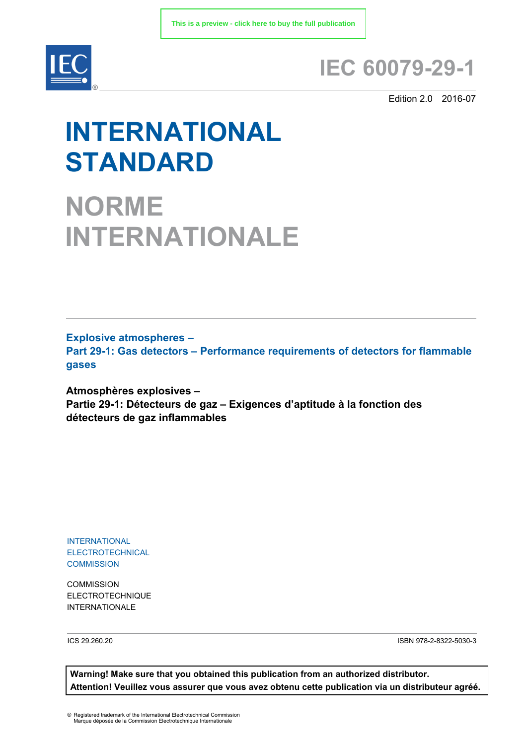This is a preview - click here to buy the full publication

# IEC 60079-29-1

Edition 2.0 2016-07

# INTERNATIONAL STANDARD

# NORME INTERNATIONALE

**Explosive atmospheres –**
**Part 29-1: Gas detectors – Performance requirements of detectors for flammable gases**

**Atmosphères explosives –**
**Partie 29-1: Détecteurs de gaz – Exigences d'aptitude à la fonction des détecteurs de gaz inflammables**

INTERNATIONAL
ELECTROTECHNICAL
COMMISSION

COMMISSION
ELECTROTECHNIQUE
INTERNATIONALE

ICS 29.260.20

ISBN 978-2-8322-5030-3

**Warning! Make sure that you obtained this publication from an authorized distributor.**
**Attention! Veuillez vous assurer que vous avez obtenu cette publication via un distributeur agréé.**

® Registered trademark of the International Electrotechnical Commission
Marque déposée de la Commission Electrotechnique Internationale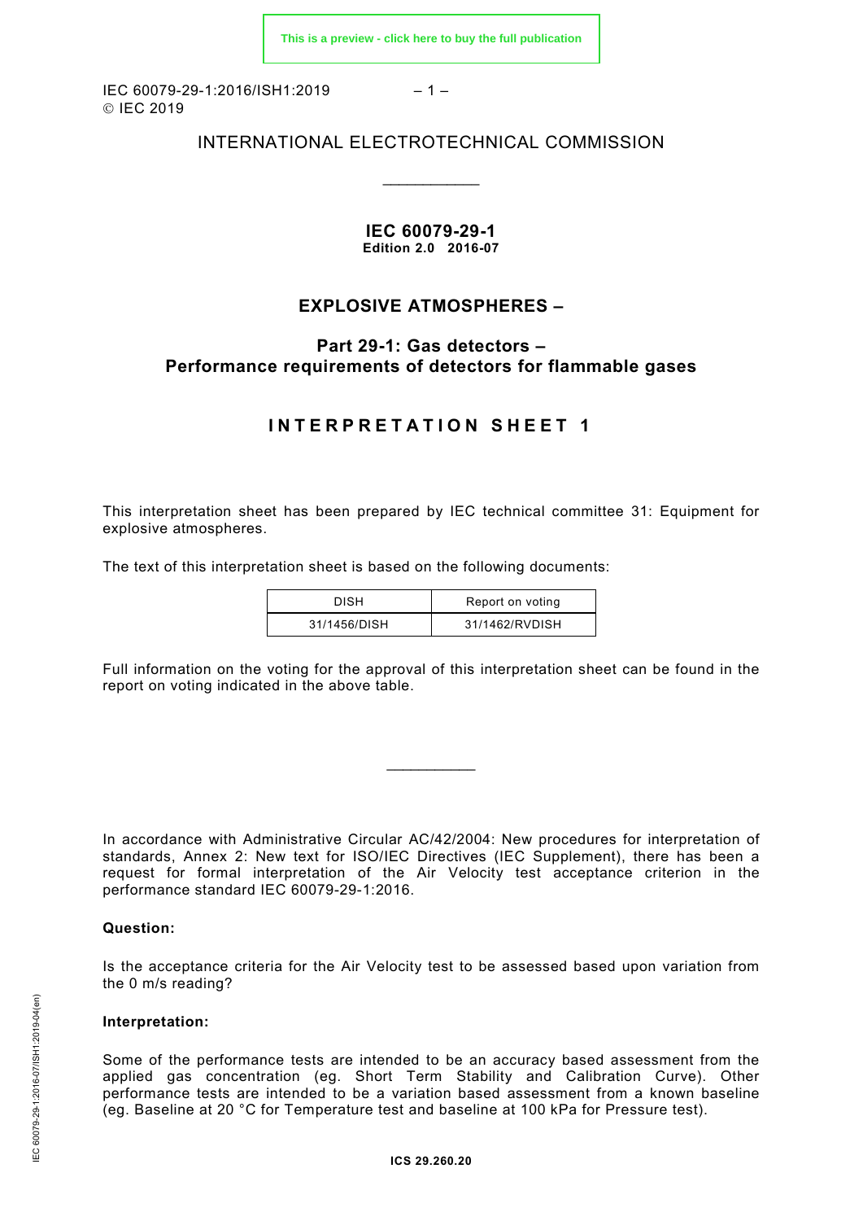INTERNATIONAL ELECTROTECHNICAL COMMISSION

\_\_\_\_\_\_\_\_\_\_\_\_

**IEC 60079-29-1**
**Edition 2.0 2016-07**

## EXPLOSIVE ATMOSPHERES –

## Part 29-1: Gas detectors – Performance requirements of detectors for flammable gases

## INTERPRETATION SHEET 1

This interpretation sheet has been prepared by IEC technical committee 31: Equipment for explosive atmospheres.

The text of this interpretation sheet is based on the following documents:

| DISH | Report on voting |
|---|---|
| 31/1456/DISH | 31/1462/RVDISH |

Full information on the voting for the approval of this interpretation sheet can be found in the report on voting indicated in the above table.

\_\_\_\_\_\_\_\_\_\_\_\_

In accordance with Administrative Circular AC/42/2004: New procedures for interpretation of standards, Annex 2: New text for ISO/IEC Directives (IEC Supplement), there has been a request for formal interpretation of the Air Velocity test acceptance criterion in the performance standard IEC 60079-29-1:2016.

**Question:**

Is the acceptance criteria for the Air Velocity test to be assessed based upon variation from the 0 m/s reading?

**Interpretation:**

Some of the performance tests are intended to be an accuracy based assessment from the applied gas concentration (eg. Short Term Stability and Calibration Curve). Other performance tests are intended to be a variation based assessment from a known baseline (eg. Baseline at 20 °C for Temperature test and baseline at 100 kPa for Pressure test).

ICS 29.260.20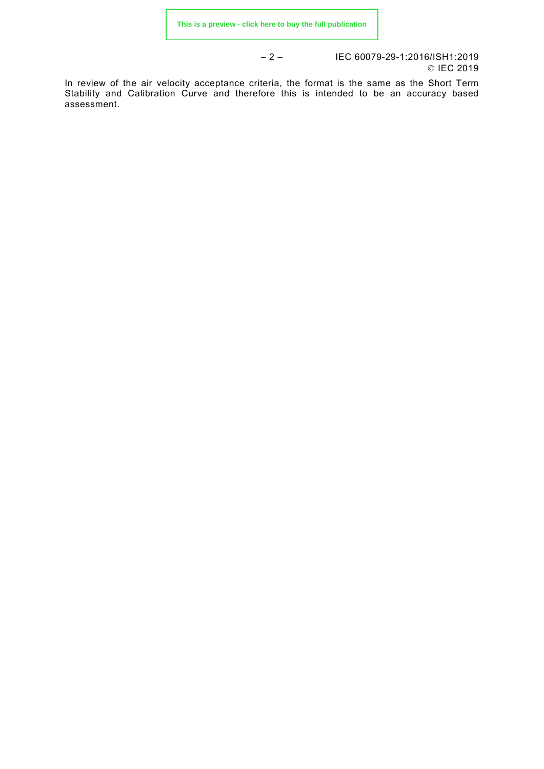In review of the air velocity acceptance criteria, the format is the same as the Short Term Stability and Calibration Curve and therefore this is intended to be an accuracy based assessment.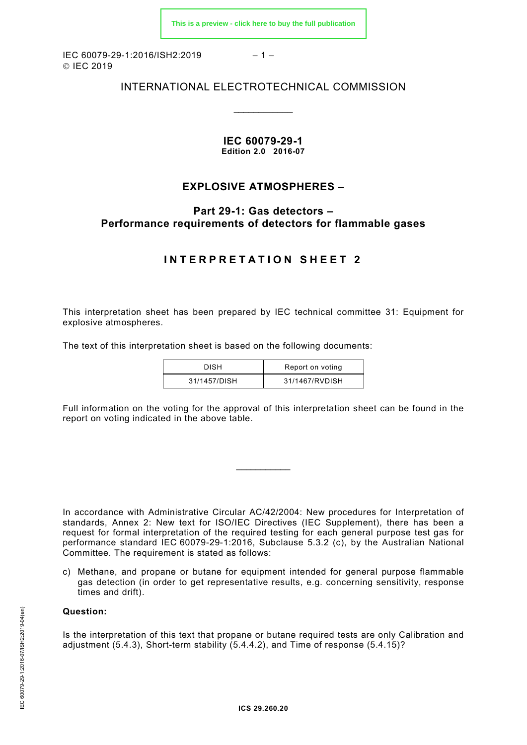INTERNATIONAL ELECTROTECHNICAL COMMISSION

\_\_\_\_\_\_\_\_\_\_\_\_

**IEC 60079-29-1**
**Edition 2.0 2016-07**

## EXPLOSIVE ATMOSPHERES –

## Part 29-1: Gas detectors – Performance requirements of detectors for flammable gases

## INTERPRETATION SHEET 2

This interpretation sheet has been prepared by IEC technical committee 31: Equipment for explosive atmospheres.

The text of this interpretation sheet is based on the following documents:

| DISH | Report on voting |
|---|---|
| 31/1457/DISH | 31/1467/RVDISH |

Full information on the voting for the approval of this interpretation sheet can be found in the report on voting indicated in the above table.

\_\_\_\_\_\_\_\_\_\_\_\_

In accordance with Administrative Circular AC/42/2004: New procedures for Interpretation of standards, Annex 2: New text for ISO/IEC Directives (IEC Supplement), there has been a request for formal interpretation of the required testing for each general purpose test gas for performance standard IEC 60079-29-1:2016, Subclause 5.3.2 (c), by the Australian National Committee. The requirement is stated as follows:

c) Methane, and propane or butane for equipment intended for general purpose flammable gas detection (in order to get representative results, e.g. concerning sensitivity, response times and drift).

**Question:**

Is the interpretation of this text that propane or butane required tests are only Calibration and adjustment (5.4.3), Short-term stability (5.4.4.2), and Time of response (5.4.15)?

ICS 29.260.20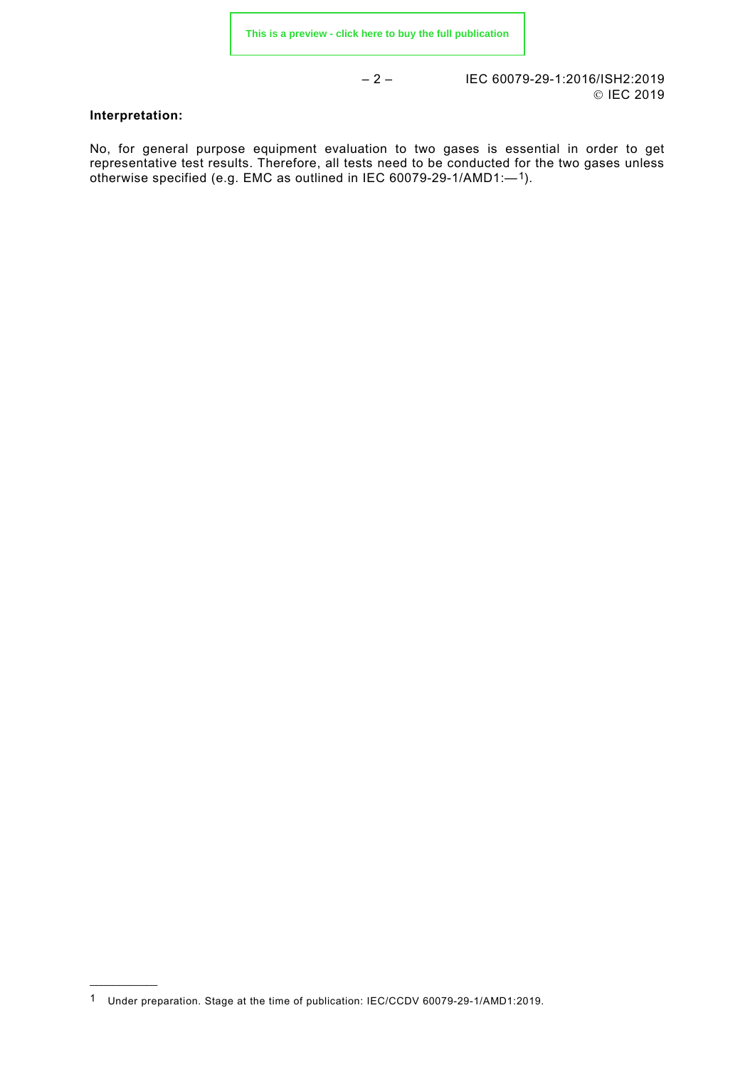**Interpretation:**

No, for general purpose equipment evaluation to two gases is essential in order to get representative test results. Therefore, all tests need to be conducted for the two gases unless otherwise specified (e.g. EMC as outlined in IEC 60079-29-1/AMD1:—[1]).

---

[1] Under preparation. Stage at the time of publication: IEC/CCDV 60079-29-1/AMD1:2019.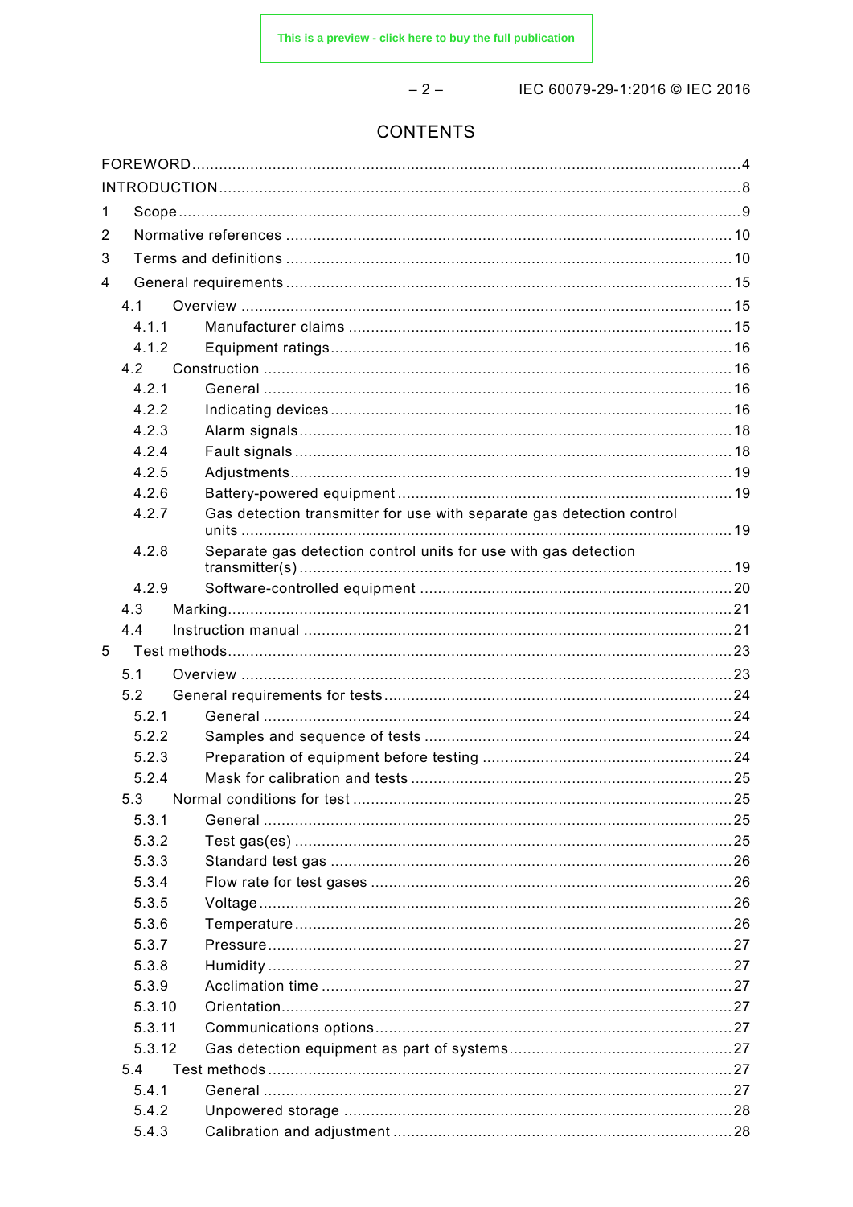# CONTENTS

FOREWORD ........................................................................................................................... 4
INTRODUCTION ..................................................................................................................... 8
1 Scope ................................................................................................................................ 9
2 Normative references ........................................................................................................ 10
3 Terms and definitions ........................................................................................................ 10
4 General requirements ........................................................................................................ 15
  4.1 Overview ..................................................................................................................... 15
    4.1.1 Manufacturer claims ............................................................................................ 15
    4.1.2 Equipment ratings ................................................................................................ 16
  4.2 Construction ................................................................................................................ 16
    4.2.1 General ............................................................................................................... 16
    4.2.2 Indicating devices ................................................................................................ 16
    4.2.3 Alarm signals ....................................................................................................... 18
    4.2.4 Fault signals ........................................................................................................ 18
    4.2.5 Adjustments ......................................................................................................... 19
    4.2.6 Battery-powered equipment .................................................................................. 19
    4.2.7 Gas detection transmitter for use with separate gas detection control units ............................................................................................................................. 19
    4.2.8 Separate gas detection control units for use with gas detection transmitter(s) ............................................................................................................. 19
    4.2.9 Software-controlled equipment ............................................................................. 20
  4.3 Marking ....................................................................................................................... 21
  4.4 Instruction manual ....................................................................................................... 21
5 Test methods .................................................................................................................... 23
  5.1 Overview ..................................................................................................................... 23
  5.2 General requirements for tests ..................................................................................... 24
    5.2.1 General ............................................................................................................... 24
    5.2.2 Samples and sequence of tests ............................................................................ 24
    5.2.3 Preparation of equipment before testing ............................................................... 24
    5.2.4 Mask for calibration and tests .............................................................................. 25
  5.3 Normal conditions for test ............................................................................................ 25
    5.3.1 General ............................................................................................................... 25
    5.3.2 Test gas(es) ........................................................................................................ 25
    5.3.3 Standard test gas ................................................................................................. 26
    5.3.4 Flow rate for test gases ........................................................................................ 26
    5.3.5 Voltage ................................................................................................................ 26
    5.3.6 Temperature ........................................................................................................ 26
    5.3.7 Pressure .............................................................................................................. 27
    5.3.8 Humidity .............................................................................................................. 27
    5.3.9 Acclimation time ................................................................................................... 27
    5.3.10 Orientation ......................................................................................................... 27
    5.3.11 Communications options ..................................................................................... 27
    5.3.12 Gas detection equipment as part of systems ........................................................ 27
  5.4 Test methods ............................................................................................................... 27
    5.4.1 General ............................................................................................................... 27
    5.4.2 Unpowered storage .............................................................................................. 28
    5.4.3 Calibration and adjustment ................................................................................... 28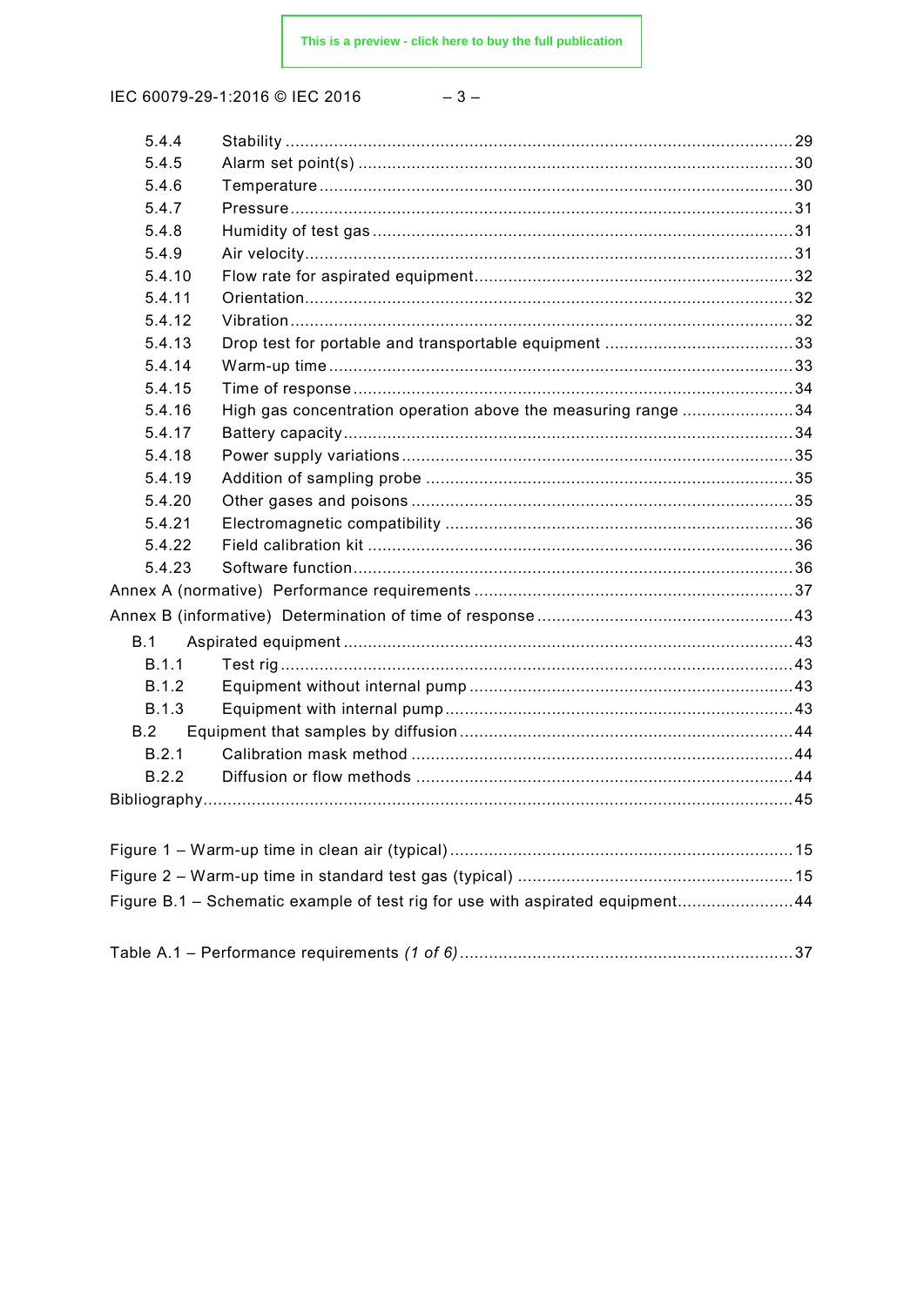5.4.4 Stability ........................................................................................................ 29
5.4.5 Alarm set point(s) ......................................................................................... 30
5.4.6 Temperature ................................................................................................. 30
5.4.7 Pressure ....................................................................................................... 31
5.4.8 Humidity of test gas ...................................................................................... 31
5.4.9 Air velocity .................................................................................................... 31
5.4.10 Flow rate for aspirated equipment ................................................................. 32
5.4.11 Orientation .................................................................................................... 32
5.4.12 Vibration ....................................................................................................... 32
5.4.13 Drop test for portable and transportable equipment ....................................... 33
5.4.14 Warm-up time ............................................................................................... 33
5.4.15 Time of response .......................................................................................... 34
5.4.16 High gas concentration operation above the measuring range ....................... 34
5.4.17 Battery capacity ............................................................................................ 34
5.4.18 Power supply variations ................................................................................ 35
5.4.19 Addition of sampling probe ........................................................................... 35
5.4.20 Other gases and poisons .............................................................................. 35
5.4.21 Electromagnetic compatibility ....................................................................... 36
5.4.22 Field calibration kit ....................................................................................... 36
5.4.23 Software function .......................................................................................... 36

Annex A (normative) Performance requirements ................................................................. 37

Annex B (informative) Determination of time of response .................................................... 43

B.1 Aspirated equipment ............................................................................................ 43
B.1.1 Test rig ......................................................................................................... 43
B.1.2 Equipment without internal pump .................................................................. 43
B.1.3 Equipment with internal pump ....................................................................... 43
B.2 Equipment that samples by diffusion .................................................................... 44
B.2.1 Calibration mask method .............................................................................. 44
B.2.2 Diffusion or flow methods ............................................................................. 44

Bibliography ........................................................................................................................ 45

Figure 1 – Warm-up time in clean air (typical) ...................................................................... 15
Figure 2 – Warm-up time in standard test gas (typical) ........................................................ 15
Figure B.1 – Schematic example of test rig for use with aspirated equipment........................ 44

Table A.1 – Performance requirements *(1 of 6)* .................................................................... 37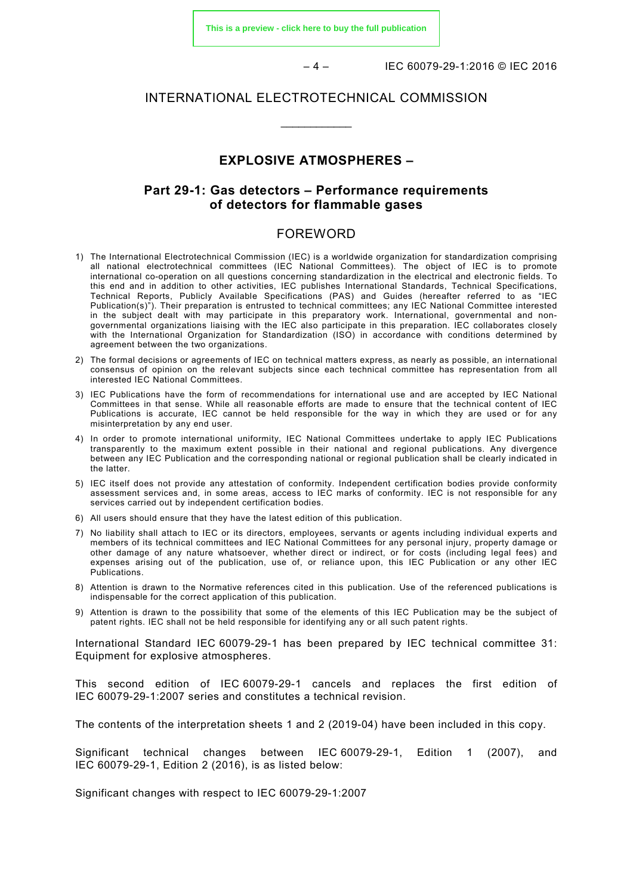INTERNATIONAL ELECTROTECHNICAL COMMISSION

\_\_\_\_\_\_\_\_\_\_\_\_

# EXPLOSIVE ATMOSPHERES –

## Part 29-1: Gas detectors – Performance requirements of detectors for flammable gases

## FOREWORD

1) The International Electrotechnical Commission (IEC) is a worldwide organization for standardization comprising all national electrotechnical committees (IEC National Committees). The object of IEC is to promote international co-operation on all questions concerning standardization in the electrical and electronic fields. To this end and in addition to other activities, IEC publishes International Standards, Technical Specifications, Technical Reports, Publicly Available Specifications (PAS) and Guides (hereafter referred to as "IEC Publication(s)"). Their preparation is entrusted to technical committees; any IEC National Committee interested in the subject dealt with may participate in this preparatory work. International, governmental and non-governmental organizations liaising with the IEC also participate in this preparation. IEC collaborates closely with the International Organization for Standardization (ISO) in accordance with conditions determined by agreement between the two organizations.
2) The formal decisions or agreements of IEC on technical matters express, as nearly as possible, an international consensus of opinion on the relevant subjects since each technical committee has representation from all interested IEC National Committees.
3) IEC Publications have the form of recommendations for international use and are accepted by IEC National Committees in that sense. While all reasonable efforts are made to ensure that the technical content of IEC Publications is accurate, IEC cannot be held responsible for the way in which they are used or for any misinterpretation by any end user.
4) In order to promote international uniformity, IEC National Committees undertake to apply IEC Publications transparently to the maximum extent possible in their national and regional publications. Any divergence between any IEC Publication and the corresponding national or regional publication shall be clearly indicated in the latter.
5) IEC itself does not provide any attestation of conformity. Independent certification bodies provide conformity assessment services and, in some areas, access to IEC marks of conformity. IEC is not responsible for any services carried out by independent certification bodies.
6) All users should ensure that they have the latest edition of this publication.
7) No liability shall attach to IEC or its directors, employees, servants or agents including individual experts and members of its technical committees and IEC National Committees for any personal injury, property damage or other damage of any nature whatsoever, whether direct or indirect, or for costs (including legal fees) and expenses arising out of the publication, use of, or reliance upon, this IEC Publication or any other IEC Publications.
8) Attention is drawn to the Normative references cited in this publication. Use of the referenced publications is indispensable for the correct application of this publication.
9) Attention is drawn to the possibility that some of the elements of this IEC Publication may be the subject of patent rights. IEC shall not be held responsible for identifying any or all such patent rights.

International Standard IEC 60079-29-1 has been prepared by IEC technical committee 31: Equipment for explosive atmospheres.

This second edition of IEC 60079-29-1 cancels and replaces the first edition of IEC 60079-29-1:2007 series and constitutes a technical revision.

The contents of the interpretation sheets 1 and 2 (2019-04) have been included in this copy.

Significant technical changes between IEC 60079-29-1, Edition 1 (2007), and IEC 60079-29-1, Edition 2 (2016), is as listed below:

Significant changes with respect to IEC 60079-29-1:2007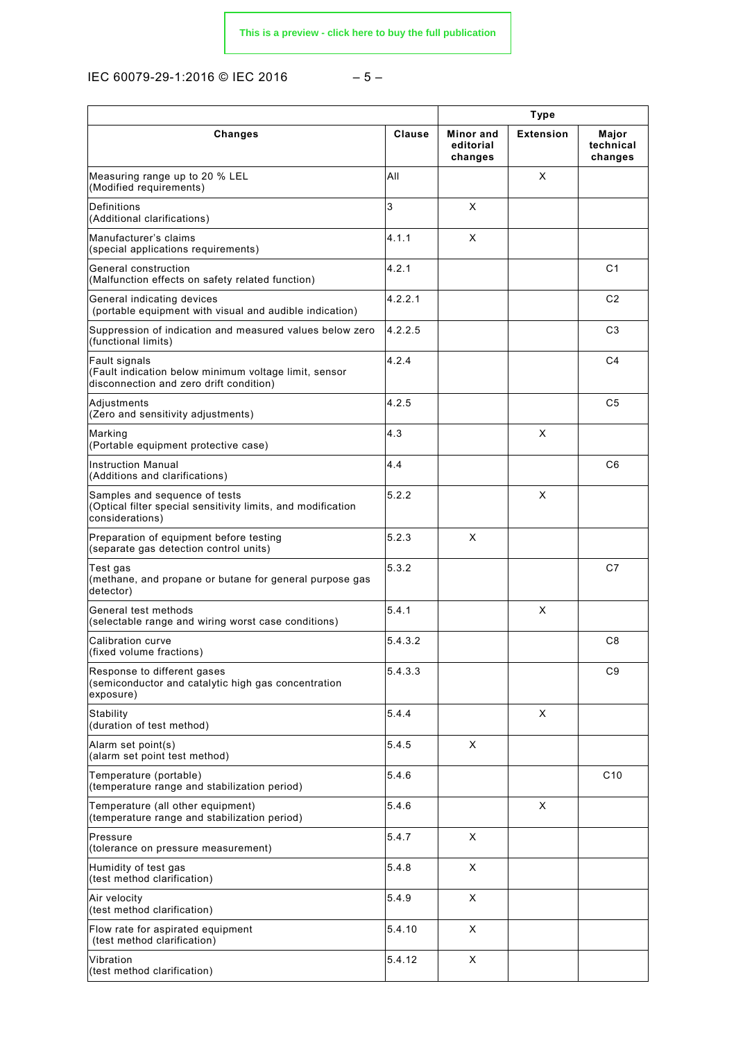| Changes | Clause | Type | | |
|---|---|---|---|---|
| | | Minor and editorial changes | Extension | Major technical changes |
| Measuring range up to 20 % LEL (Modified requirements) | All | | X | |
| Definitions (Additional clarifications) | 3 | X | | |
| Manufacturer's claims (special applications requirements) | 4.1.1 | X | | |
| General construction (Malfunction effects on safety related function) | 4.2.1 | | | C1 |
| General indicating devices (portable equipment with visual and audible indication) | 4.2.2.1 | | | C2 |
| Suppression of indication and measured values below zero (functional limits) | 4.2.2.5 | | | C3 |
| Fault signals (Fault indication below minimum voltage limit, sensor disconnection and zero drift condition) | 4.2.4 | | | C4 |
| Adjustments (Zero and sensitivity adjustments) | 4.2.5 | | | C5 |
| Marking (Portable equipment protective case) | 4.3 | | X | |
| Instruction Manual (Additions and clarifications) | 4.4 | | | C6 |
| Samples and sequence of tests (Optical filter special sensitivity limits, and modification considerations) | 5.2.2 | | X | |
| Preparation of equipment before testing (separate gas detection control units) | 5.2.3 | X | | |
| Test gas (methane, and propane or butane for general purpose gas detector) | 5.3.2 | | | C7 |
| General test methods (selectable range and wiring worst case conditions) | 5.4.1 | | X | |
| Calibration curve (fixed volume fractions) | 5.4.3.2 | | | C8 |
| Response to different gases (semiconductor and catalytic high gas concentration exposure) | 5.4.3.3 | | | C9 |
| Stability (duration of test method) | 5.4.4 | | X | |
| Alarm set point(s) (alarm set point test method) | 5.4.5 | X | | |
| Temperature (portable) (temperature range and stabilization period) | 5.4.6 | | | C10 |
| Temperature (all other equipment) (temperature range and stabilization period) | 5.4.6 | | X | |
| Pressure (tolerance on pressure measurement) | 5.4.7 | X | | |
| Humidity of test gas (test method clarification) | 5.4.8 | X | | |
| Air velocity (test method clarification) | 5.4.9 | X | | |
| Flow rate for aspirated equipment (test method clarification) | 5.4.10 | X | | |
| Vibration (test method clarification) | 5.4.12 | X | | |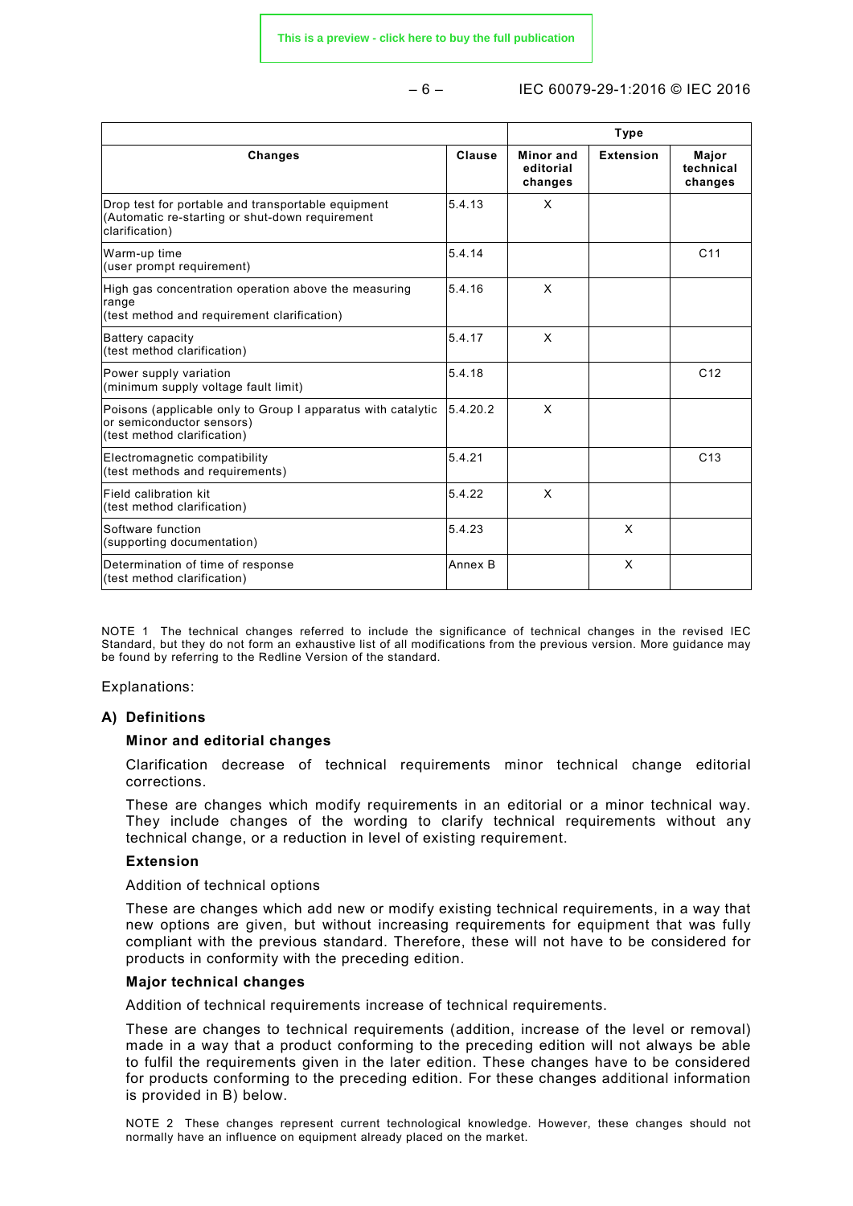| Changes | Clause | Type | | |
|---|---|---|---|---|
| | | Minor and editorial changes | Extension | Major technical changes |
| Drop test for portable and transportable equipment (Automatic re-starting or shut-down requirement clarification) | 5.4.13 | X | | |
| Warm-up time (user prompt requirement) | 5.4.14 | | | C11 |
| High gas concentration operation above the measuring range (test method and requirement clarification) | 5.4.16 | X | | |
| Battery capacity (test method clarification) | 5.4.17 | X | | |
| Power supply variation (minimum supply voltage fault limit) | 5.4.18 | | | C12 |
| Poisons (applicable only to Group I apparatus with catalytic or semiconductor sensors) (test method clarification) | 5.4.20.2 | X | | |
| Electromagnetic compatibility (test methods and requirements) | 5.4.21 | | | C13 |
| Field calibration kit (test method clarification) | 5.4.22 | X | | |
| Software function (supporting documentation) | 5.4.23 | | X | |
| Determination of time of response (test method clarification) | Annex B | | X | |

NOTE 1 The technical changes referred to include the significance of technical changes in the revised IEC Standard, but they do not form an exhaustive list of all modifications from the previous version. More guidance may be found by referring to the Redline Version of the standard.

Explanations:

**A) Definitions**

**Minor and editorial changes**

Clarification decrease of technical requirements minor technical change editorial corrections.

These are changes which modify requirements in an editorial or a minor technical way. They include changes of the wording to clarify technical requirements without any technical change, or a reduction in level of existing requirement.

**Extension**

Addition of technical options

These are changes which add new or modify existing technical requirements, in a way that new options are given, but without increasing requirements for equipment that was fully compliant with the previous standard. Therefore, these will not have to be considered for products in conformity with the preceding edition.

**Major technical changes**

Addition of technical requirements increase of technical requirements.

These are changes to technical requirements (addition, increase of the level or removal) made in a way that a product conforming to the preceding edition will not always be able to fulfil the requirements given in the later edition. These changes have to be considered for products conforming to the preceding edition. For these changes additional information is provided in B) below.

NOTE 2 These changes represent current technological knowledge. However, these changes should not normally have an influence on equipment already placed on the market.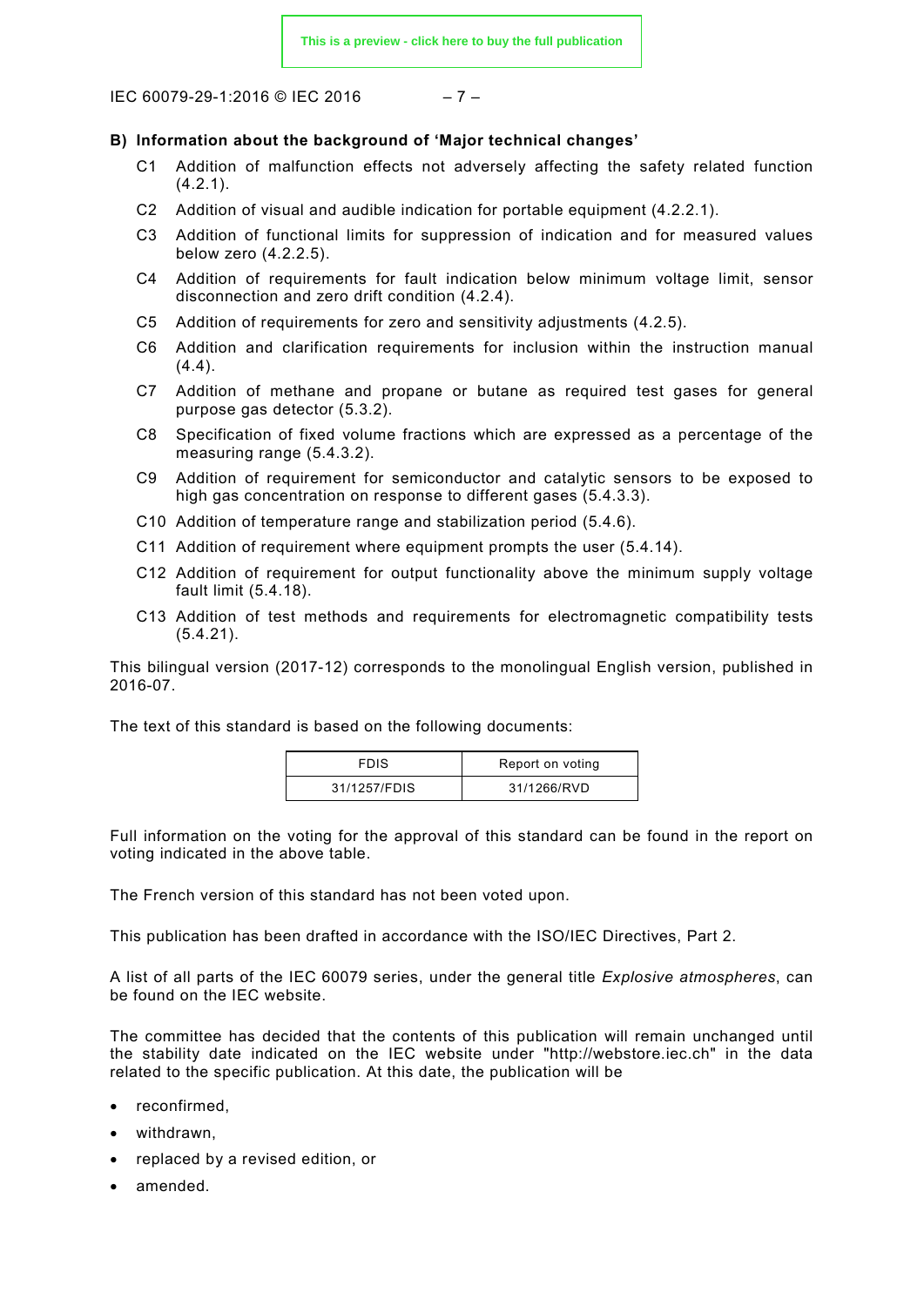**B) Information about the background of 'Major technical changes'**

C1 Addition of malfunction effects not adversely affecting the safety related function (4.2.1).

C2 Addition of visual and audible indication for portable equipment (4.2.2.1).

C3 Addition of functional limits for suppression of indication and for measured values below zero (4.2.2.5).

C4 Addition of requirements for fault indication below minimum voltage limit, sensor disconnection and zero drift condition (4.2.4).

C5 Addition of requirements for zero and sensitivity adjustments (4.2.5).

C6 Addition and clarification requirements for inclusion within the instruction manual (4.4).

C7 Addition of methane and propane or butane as required test gases for general purpose gas detector (5.3.2).

C8 Specification of fixed volume fractions which are expressed as a percentage of the measuring range (5.4.3.2).

C9 Addition of requirement for semiconductor and catalytic sensors to be exposed to high gas concentration on response to different gases (5.4.3.3).

C10 Addition of temperature range and stabilization period (5.4.6).

C11 Addition of requirement where equipment prompts the user (5.4.14).

C12 Addition of requirement for output functionality above the minimum supply voltage fault limit (5.4.18).

C13 Addition of test methods and requirements for electromagnetic compatibility tests (5.4.21).

This bilingual version (2017-12) corresponds to the monolingual English version, published in 2016-07.

The text of this standard is based on the following documents:

| FDIS | Report on voting |
|---|---|
| 31/1257/FDIS | 31/1266/RVD |

Full information on the voting for the approval of this standard can be found in the report on voting indicated in the above table.

The French version of this standard has not been voted upon.

This publication has been drafted in accordance with the ISO/IEC Directives, Part 2.

A list of all parts of the IEC 60079 series, under the general title *Explosive atmospheres*, can be found on the IEC website.

The committee has decided that the contents of this publication will remain unchanged until the stability date indicated on the IEC website under "http://webstore.iec.ch" in the data related to the specific publication. At this date, the publication will be

- reconfirmed,
- withdrawn,
- replaced by a revised edition, or
- amended.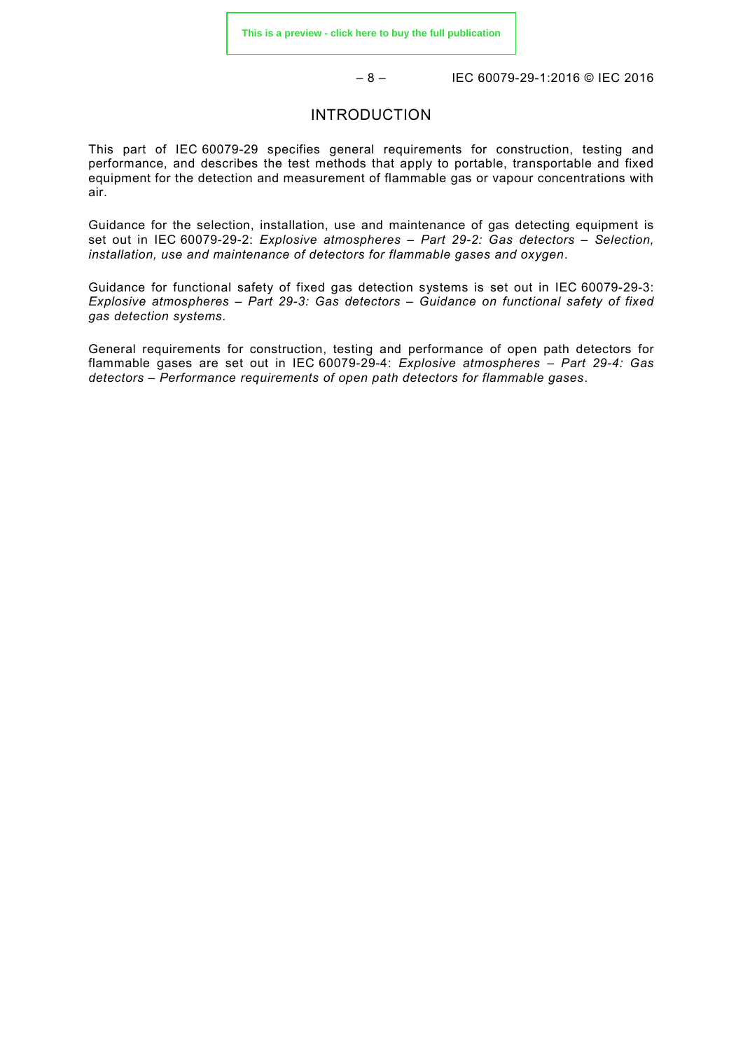# INTRODUCTION

This part of IEC 60079-29 specifies general requirements for construction, testing and performance, and describes the test methods that apply to portable, transportable and fixed equipment for the detection and measurement of flammable gas or vapour concentrations with air.

Guidance for the selection, installation, use and maintenance of gas detecting equipment is set out in IEC 60079-29-2: *Explosive atmospheres – Part 29-2: Gas detectors – Selection, installation, use and maintenance of detectors for flammable gases and oxygen*.

Guidance for functional safety of fixed gas detection systems is set out in IEC 60079-29-3: *Explosive atmospheres – Part 29-3: Gas detectors – Guidance on functional safety of fixed gas detection systems*.

General requirements for construction, testing and performance of open path detectors for flammable gases are set out in IEC 60079-29-4: *Explosive atmospheres – Part 29-4: Gas detectors – Performance requirements of open path detectors for flammable gases*.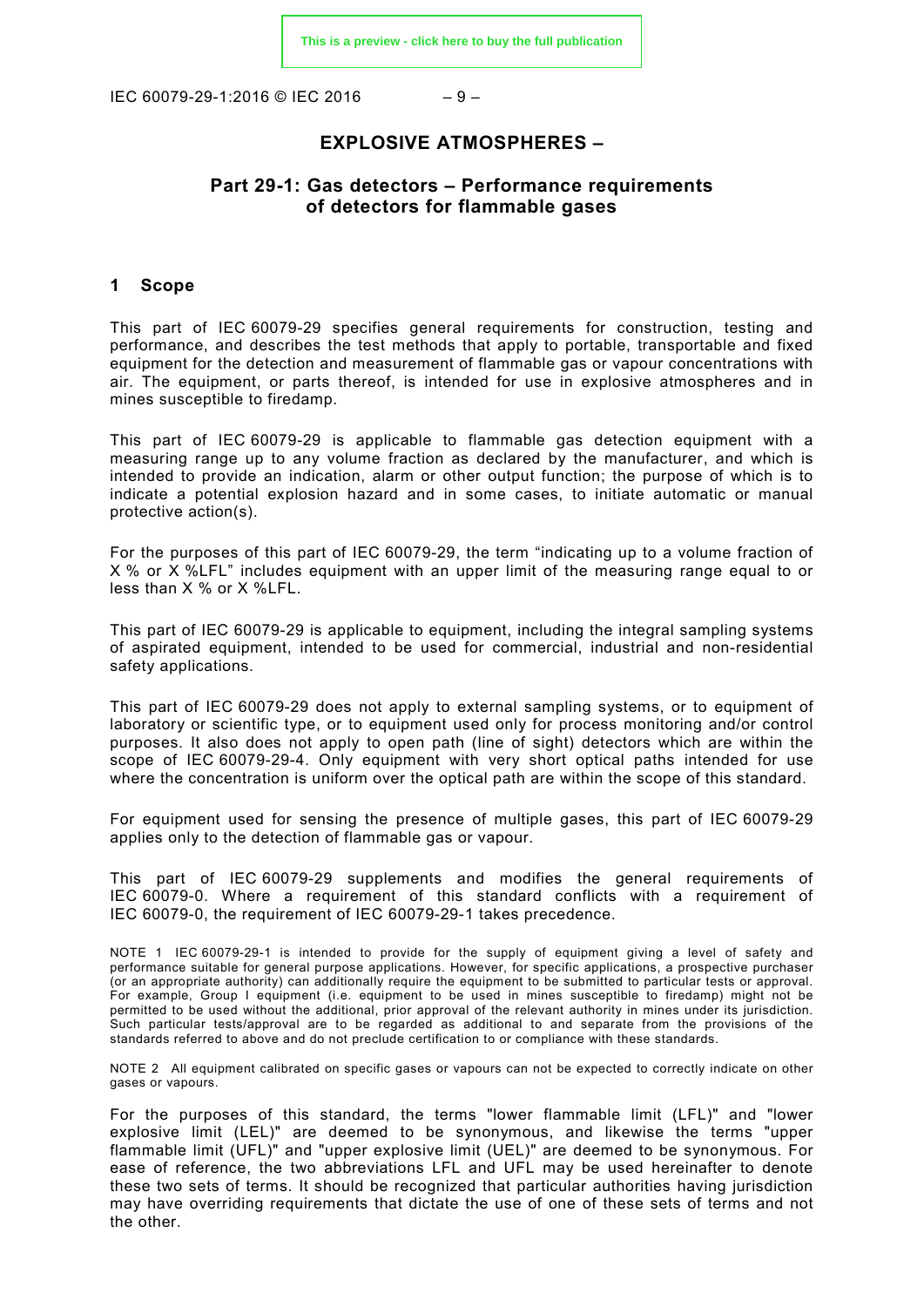# EXPLOSIVE ATMOSPHERES –

## Part 29-1: Gas detectors – Performance requirements of detectors for flammable gases

### 1 Scope

This part of IEC 60079-29 specifies general requirements for construction, testing and performance, and describes the test methods that apply to portable, transportable and fixed equipment for the detection and measurement of flammable gas or vapour concentrations with air. The equipment, or parts thereof, is intended for use in explosive atmospheres and in mines susceptible to firedamp.

This part of IEC 60079-29 is applicable to flammable gas detection equipment with a measuring range up to any volume fraction as declared by the manufacturer, and which is intended to provide an indication, alarm or other output function; the purpose of which is to indicate a potential explosion hazard and in some cases, to initiate automatic or manual protective action(s).

For the purposes of this part of IEC 60079-29, the term "indicating up to a volume fraction of X % or X %LFL" includes equipment with an upper limit of the measuring range equal to or less than X % or X %LFL.

This part of IEC 60079-29 is applicable to equipment, including the integral sampling systems of aspirated equipment, intended to be used for commercial, industrial and non-residential safety applications.

This part of IEC 60079-29 does not apply to external sampling systems, or to equipment of laboratory or scientific type, or to equipment used only for process monitoring and/or control purposes. It also does not apply to open path (line of sight) detectors which are within the scope of IEC 60079-29-4. Only equipment with very short optical paths intended for use where the concentration is uniform over the optical path are within the scope of this standard.

For equipment used for sensing the presence of multiple gases, this part of IEC 60079-29 applies only to the detection of flammable gas or vapour.

This part of IEC 60079-29 supplements and modifies the general requirements of IEC 60079-0. Where a requirement of this standard conflicts with a requirement of IEC 60079-0, the requirement of IEC 60079-29-1 takes precedence.

NOTE 1 IEC 60079-29-1 is intended to provide for the supply of equipment giving a level of safety and performance suitable for general purpose applications. However, for specific applications, a prospective purchaser (or an appropriate authority) can additionally require the equipment to be submitted to particular tests or approval. For example, Group I equipment (i.e. equipment to be used in mines susceptible to firedamp) might not be permitted to be used without the additional, prior approval of the relevant authority in mines under its jurisdiction. Such particular tests/approval are to be regarded as additional to and separate from the provisions of the standards referred to above and do not preclude certification to or compliance with these standards.

NOTE 2 All equipment calibrated on specific gases or vapours can not be expected to correctly indicate on other gases or vapours.

For the purposes of this standard, the terms "lower flammable limit (LFL)" and "lower explosive limit (LEL)" are deemed to be synonymous, and likewise the terms "upper flammable limit (UFL)" and "upper explosive limit (UEL)" are deemed to be synonymous. For ease of reference, the two abbreviations LFL and UFL may be used hereinafter to denote these two sets of terms. It should be recognized that particular authorities having jurisdiction may have overriding requirements that dictate the use of one of these sets of terms and not the other.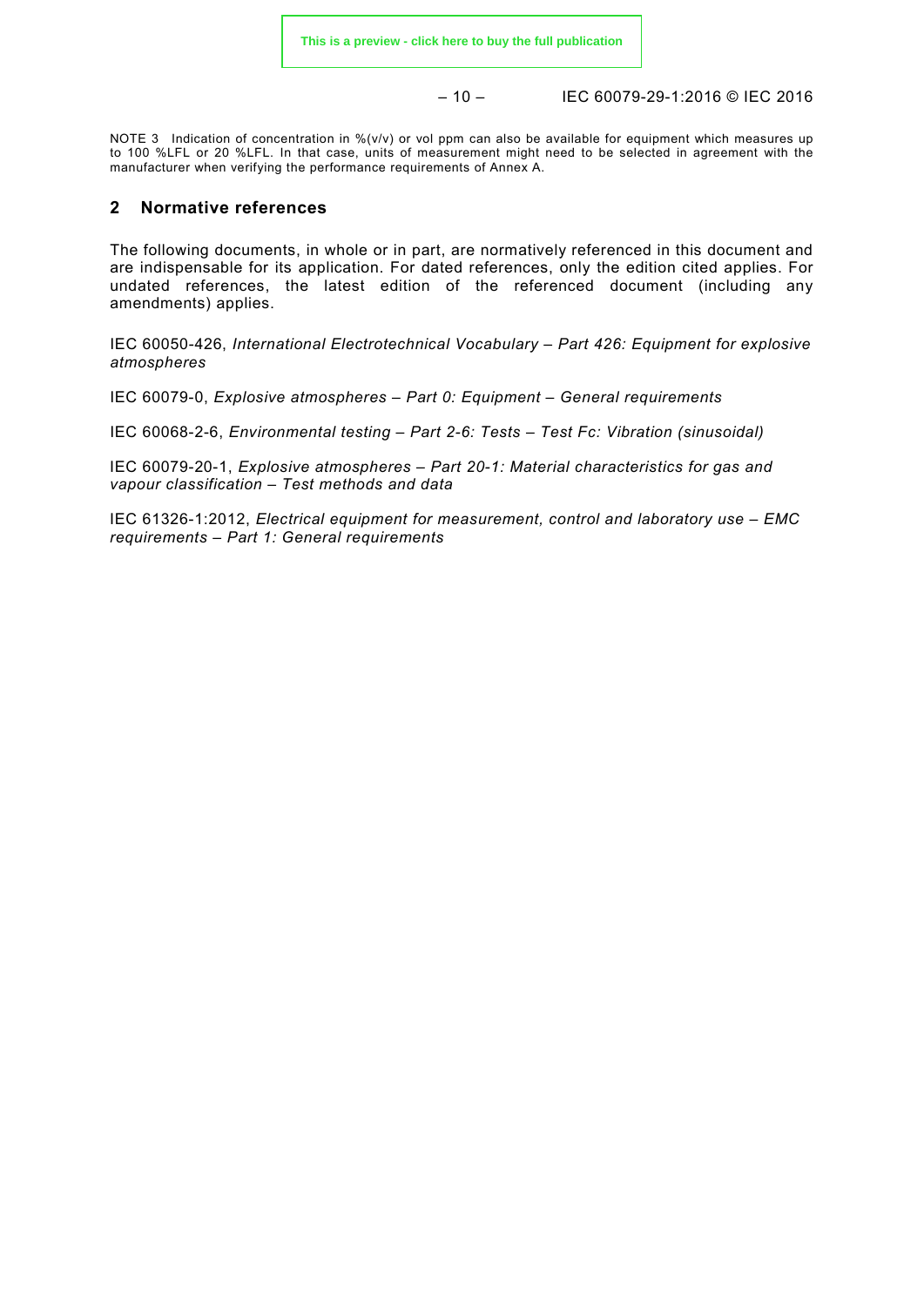NOTE 3 Indication of concentration in %(v/v) or vol ppm can also be available for equipment which measures up to 100 %LFL or 20 %LFL. In that case, units of measurement might need to be selected in agreement with the manufacturer when verifying the performance requirements of Annex A.

## 2 Normative references

The following documents, in whole or in part, are normatively referenced in this document and are indispensable for its application. For dated references, only the edition cited applies. For undated references, the latest edition of the referenced document (including any amendments) applies.

IEC 60050-426, *International Electrotechnical Vocabulary – Part 426: Equipment for explosive atmospheres*

IEC 60079-0, *Explosive atmospheres – Part 0: Equipment – General requirements*

IEC 60068-2-6, *Environmental testing – Part 2-6: Tests – Test Fc: Vibration (sinusoidal)*

IEC 60079-20-1, *Explosive atmospheres – Part 20-1: Material characteristics for gas and vapour classification – Test methods and data*

IEC 61326-1:2012, *Electrical equipment for measurement, control and laboratory use – EMC requirements – Part 1: General requirements*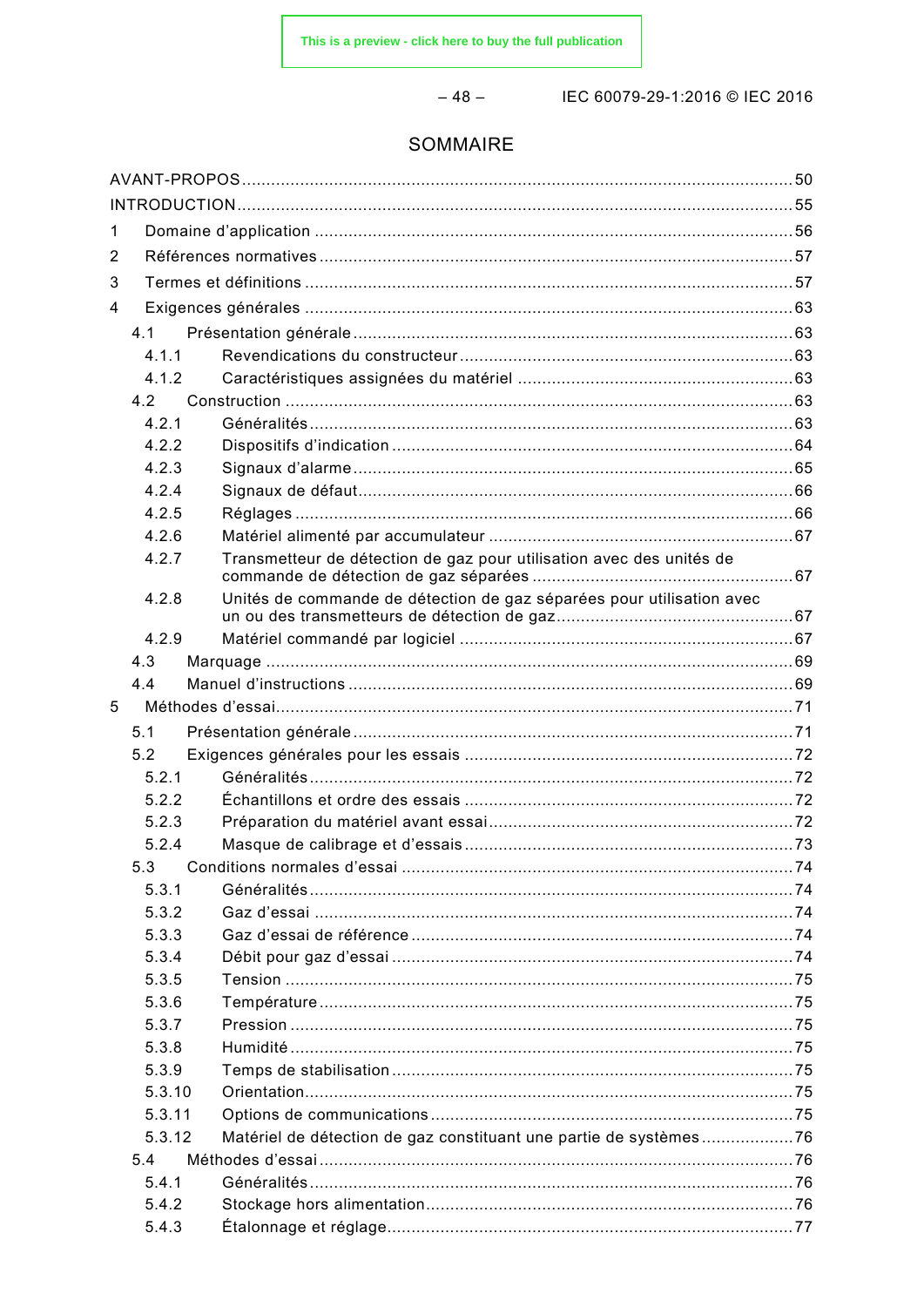# SOMMAIRE

AVANT-PROPOS ............................................................................................................... 50
INTRODUCTION ............................................................................................................... 55
1 Domaine d'application ................................................................................................. 56
2 Références normatives ................................................................................................ 57
3 Termes et définitions ................................................................................................... 57
4 Exigences générales ................................................................................................... 63
 4.1 Présentation générale ........................................................................................... 63
  4.1.1 Revendications du constructeur ...................................................................... 63
  4.1.2 Caractéristiques assignées du matériel .......................................................... 63
 4.2 Construction ......................................................................................................... 63
  4.2.1 Généralités ...................................................................................................... 63
  4.2.2 Dispositifs d'indication .................................................................................... 64
  4.2.3 Signaux d'alarme ............................................................................................ 65
  4.2.4 Signaux de défaut ........................................................................................... 66
  4.2.5 Réglages ......................................................................................................... 66
  4.2.6 Matériel alimenté par accumulateur ................................................................ 67
  4.2.7 Transmetteur de détection de gaz pour utilisation avec des unités de commande de détection de gaz séparées ...................................................... 67
  4.2.8 Unités de commande de détection de gaz séparées pour utilisation avec un ou des transmetteurs de détection de gaz .................................................. 67
  4.2.9 Matériel commandé par logiciel ..................................................................... 67
 4.3 Marquage ............................................................................................................. 69
 4.4 Manuel d'instructions ........................................................................................... 69
5 Méthodes d'essai .......................................................................................................... 71
 5.1 Présentation générale ........................................................................................... 71
 5.2 Exigences générales pour les essais .................................................................... 72
  5.2.1 Généralités ...................................................................................................... 72
  5.2.2 Échantillons et ordre des essais ...................................................................... 72
  5.2.3 Préparation du matériel avant essai ............................................................... 72
  5.2.4 Masque de calibrage et d'essais ..................................................................... 73
 5.3 Conditions normales d'essai ................................................................................. 74
  5.3.1 Généralités ...................................................................................................... 74
  5.3.2 Gaz d'essai ...................................................................................................... 74
  5.3.3 Gaz d'essai de référence ................................................................................. 74
  5.3.4 Débit pour gaz d'essai ..................................................................................... 74
  5.3.5 Tension ........................................................................................................... 75
  5.3.6 Température .................................................................................................... 75
  5.3.7 Pression .......................................................................................................... 75
  5.3.8 Humidité .......................................................................................................... 75
  5.3.9 Temps de stabilisation .................................................................................... 75
  5.3.10 Orientation ...................................................................................................... 75
  5.3.11 Options de communications ............................................................................ 75
  5.3.12 Matériel de détection de gaz constituant une partie de systèmes ................... 76
 5.4 Méthodes d'essai .................................................................................................. 76
  5.4.1 Généralités ...................................................................................................... 76
  5.4.2 Stockage hors alimentation ............................................................................. 76
  5.4.3 Étalonnage et réglage ..................................................................................... 77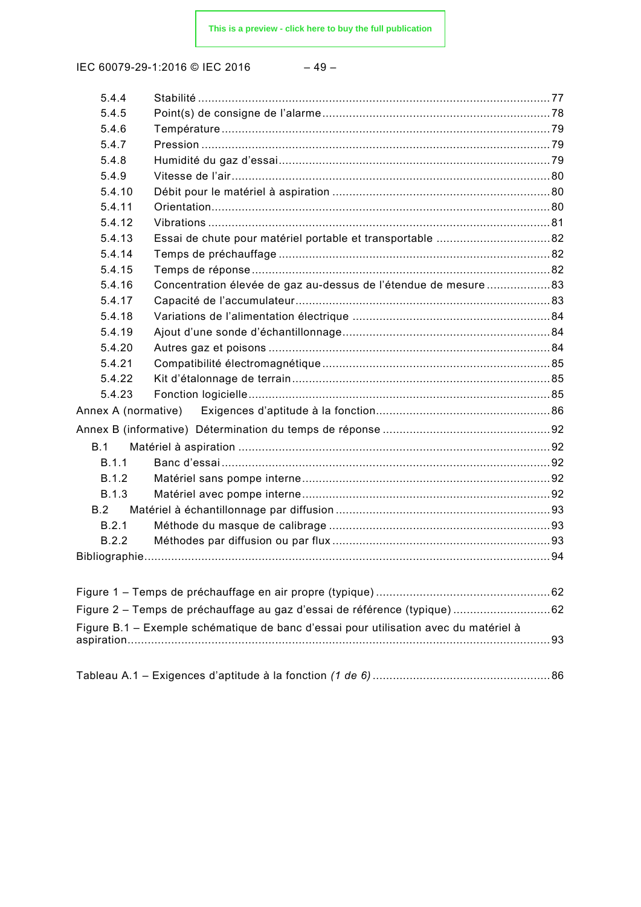5.4.4 Stabilité ... 77
5.4.5 Point(s) de consigne de l'alarme ... 78
5.4.6 Température ... 79
5.4.7 Pression ... 79
5.4.8 Humidité du gaz d'essai ... 79
5.4.9 Vitesse de l'air ... 80
5.4.10 Débit pour le matériel à aspiration ... 80
5.4.11 Orientation ... 80
5.4.12 Vibrations ... 81
5.4.13 Essai de chute pour matériel portable et transportable ... 82
5.4.14 Temps de préchauffage ... 82
5.4.15 Temps de réponse ... 82
5.4.16 Concentration élevée de gaz au-dessus de l'étendue de mesure ... 83
5.4.17 Capacité de l'accumulateur ... 83
5.4.18 Variations de l'alimentation électrique ... 84
5.4.19 Ajout d'une sonde d'échantillonnage ... 84
5.4.20 Autres gaz et poisons ... 84
5.4.21 Compatibilité électromagnétique ... 85
5.4.22 Kit d'étalonnage de terrain ... 85
5.4.23 Fonction logicielle ... 85

Annex A (normative) Exigences d'aptitude à la fonction ... 86

Annex B (informative) Détermination du temps de réponse ... 92

B.1 Matériel à aspiration ... 92
B.1.1 Banc d'essai ... 92
B.1.2 Matériel sans pompe interne ... 92
B.1.3 Matériel avec pompe interne ... 92
B.2 Matériel à échantillonnage par diffusion ... 93
B.2.1 Méthode du masque de calibrage ... 93
B.2.2 Méthodes par diffusion ou par flux ... 93

Bibliographie ... 94

Figure 1 – Temps de préchauffage en air propre (typique) ... 62

Figure 2 – Temps de préchauffage au gaz d'essai de référence (typique) ... 62

Figure B.1 – Exemple schématique de banc d'essai pour utilisation avec du matériel à aspiration ... 93

Tableau A.1 – Exigences d'aptitude à la fonction *(1 de 6)* ... 86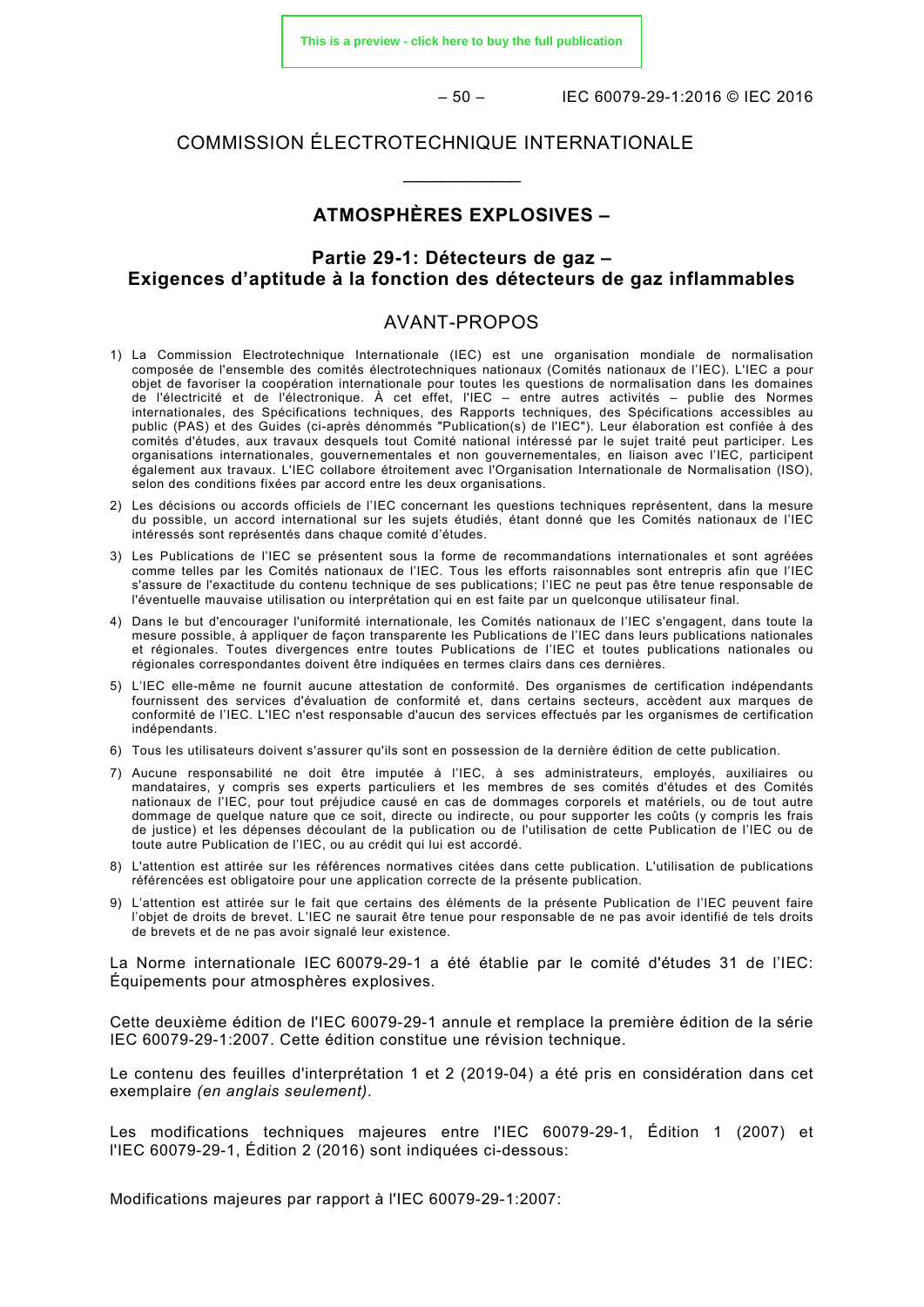# COMMISSION ÉLECTROTECHNIQUE INTERNATIONALE

____________

## ATMOSPHÈRES EXPLOSIVES –

## Partie 29-1: Détecteurs de gaz – Exigences d'aptitude à la fonction des détecteurs de gaz inflammables

## AVANT-PROPOS

1) La Commission Electrotechnique Internationale (IEC) est une organisation mondiale de normalisation composée de l'ensemble des comités électrotechniques nationaux (Comités nationaux de l'IEC). L'IEC a pour objet de favoriser la coopération internationale pour toutes les questions de normalisation dans les domaines de l'électricité et de l'électronique. À cet effet, l'IEC – entre autres activités – publie des Normes internationales, des Spécifications techniques, des Rapports techniques, des Spécifications accessibles au public (PAS) et des Guides (ci-après dénommés "Publication(s) de l'IEC"). Leur élaboration est confiée à des comités d'études, aux travaux desquels tout Comité national intéressé par le sujet traité peut participer. Les organisations internationales, gouvernementales et non gouvernementales, en liaison avec l'IEC, participent également aux travaux. L'IEC collabore étroitement avec l'Organisation Internationale de Normalisation (ISO), selon des conditions fixées par accord entre les deux organisations.
2) Les décisions ou accords officiels de l'IEC concernant les questions techniques représentent, dans la mesure du possible, un accord international sur les sujets étudiés, étant donné que les Comités nationaux de l'IEC intéressés sont représentés dans chaque comité d'études.
3) Les Publications de l'IEC se présentent sous la forme de recommandations internationales et sont agréées comme telles par les Comités nationaux de l'IEC. Tous les efforts raisonnables sont entrepris afin que l'IEC s'assure de l'exactitude du contenu technique de ses publications; l'IEC ne peut pas être tenue responsable de l'éventuelle mauvaise utilisation ou interprétation qui en est faite par un quelconque utilisateur final.
4) Dans le but d'encourager l'uniformité internationale, les Comités nationaux de l'IEC s'engagent, dans toute la mesure possible, à appliquer de façon transparente les Publications de l'IEC dans leurs publications nationales et régionales. Toutes divergences entre toutes Publications de l'IEC et toutes publications nationales ou régionales correspondantes doivent être indiquées en termes clairs dans ces dernières.
5) L'IEC elle-même ne fournit aucune attestation de conformité. Des organismes de certification indépendants fournissent des services d'évaluation de conformité et, dans certains secteurs, accèdent aux marques de conformité de l'IEC. L'IEC n'est responsable d'aucun des services effectués par les organismes de certification indépendants.
6) Tous les utilisateurs doivent s'assurer qu'ils sont en possession de la dernière édition de cette publication.
7) Aucune responsabilité ne doit être imputée à l'IEC, à ses administrateurs, employés, auxiliaires ou mandataires, y compris ses experts particuliers et les membres de ses comités d'études et des Comités nationaux de l'IEC, pour tout préjudice causé en cas de dommages corporels et matériels, ou de tout autre dommage de quelque nature que ce soit, directe ou indirecte, ou pour supporter les coûts (y compris les frais de justice) et les dépenses découlant de la publication ou de l'utilisation de cette Publication de l'IEC ou de toute autre Publication de l'IEC, ou au crédit qui lui est accordé.
8) L'attention est attirée sur les références normatives citées dans cette publication. L'utilisation de publications référencées est obligatoire pour une application correcte de la présente publication.
9) L'attention est attirée sur le fait que certains des éléments de la présente Publication de l'IEC peuvent faire l'objet de droits de brevet. L'IEC ne saurait être tenue pour responsable de ne pas avoir identifié de tels droits de brevets et de ne pas avoir signalé leur existence.

La Norme internationale IEC 60079-29-1 a été établie par le comité d'études 31 de l'IEC: Équipements pour atmosphères explosives.

Cette deuxième édition de l'IEC 60079-29-1 annule et remplace la première édition de la série IEC 60079-29-1:2007. Cette édition constitue une révision technique.

Le contenu des feuilles d'interprétation 1 et 2 (2019-04) a été pris en considération dans cet exemplaire *(en anglais seulement)*.

Les modifications techniques majeures entre l'IEC 60079-29-1, Édition 1 (2007) et l'IEC 60079-29-1, Édition 2 (2016) sont indiquées ci-dessous:

Modifications majeures par rapport à l'IEC 60079-29-1:2007: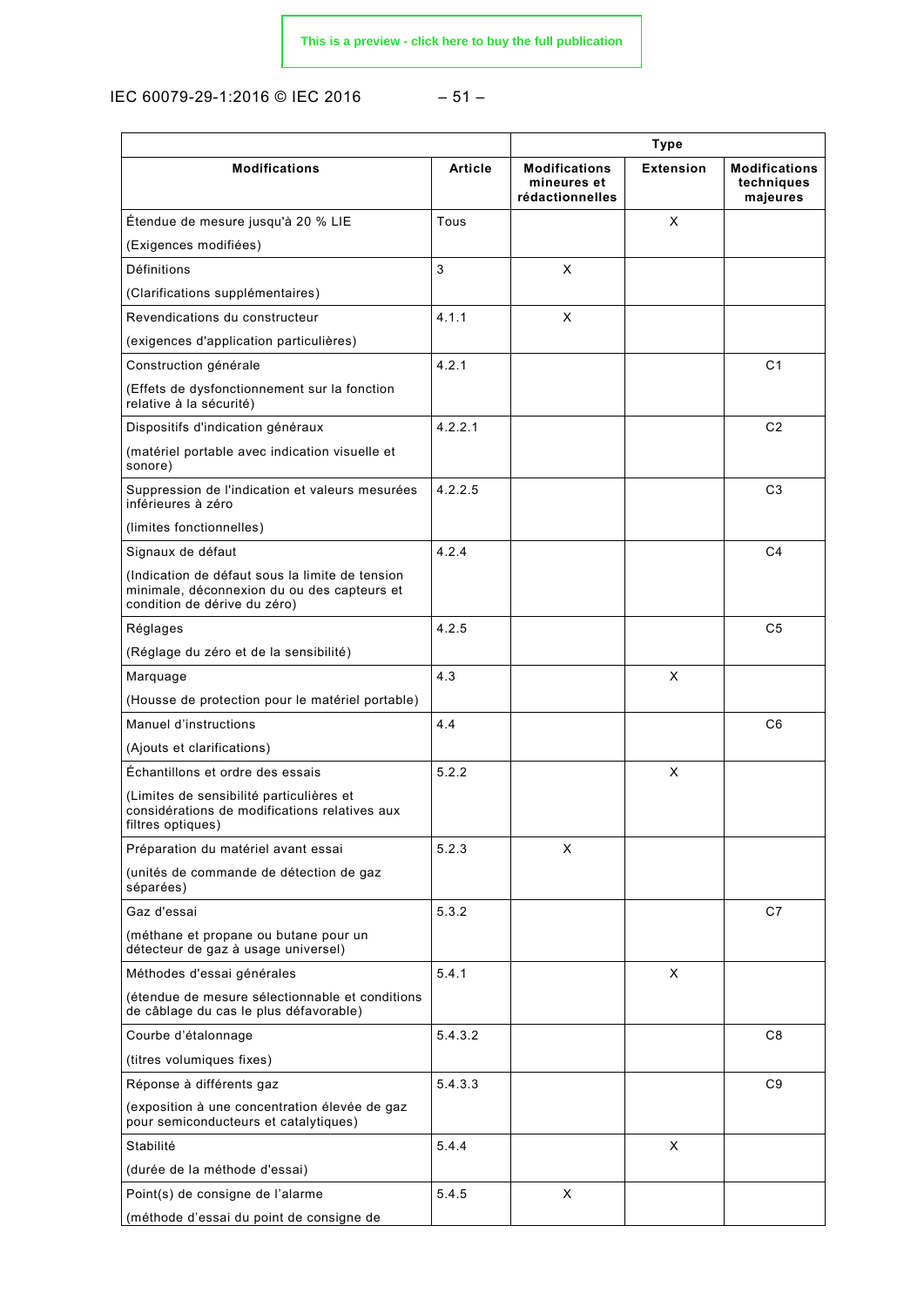| Modifications | Article | Type | | |
|---|---|---|---|---|
| | | Modifications mineures et rédactionnelles | Extension | Modifications techniques majeures |
| Étendue de mesure jusqu'à 20 % LIE<br>(Exigences modifiées) | Tous | | X | |
| Définitions<br>(Clarifications supplémentaires) | 3 | X | | |
| Revendications du constructeur<br>(exigences d'application particulières) | 4.1.1 | X | | |
| Construction générale<br>(Effets de dysfonctionnement sur la fonction relative à la sécurité) | 4.2.1 | | | C1 |
| Dispositifs d'indication généraux<br>(matériel portable avec indication visuelle et sonore) | 4.2.2.1 | | | C2 |
| Suppression de l'indication et valeurs mesurées inférieures à zéro<br>(limites fonctionnelles) | 4.2.2.5 | | | C3 |
| Signaux de défaut<br>(Indication de défaut sous la limite de tension minimale, déconnexion du ou des capteurs et condition de dérive du zéro) | 4.2.4 | | | C4 |
| Réglages<br>(Réglage du zéro et de la sensibilité) | 4.2.5 | | | C5 |
| Marquage<br>(Housse de protection pour le matériel portable) | 4.3 | | X | |
| Manuel d'instructions<br>(Ajouts et clarifications) | 4.4 | | | C6 |
| Échantillons et ordre des essais<br>(Limites de sensibilité particulières et considérations de modifications relatives aux filtres optiques) | 5.2.2 | | X | |
| Préparation du matériel avant essai<br>(unités de commande de détection de gaz séparées) | 5.2.3 | X | | |
| Gaz d'essai<br>(méthane et propane ou butane pour un détecteur de gaz à usage universel) | 5.3.2 | | | C7 |
| Méthodes d'essai générales<br>(étendue de mesure sélectionnable et conditions de câblage du cas le plus défavorable) | 5.4.1 | | X | |
| Courbe d'étalonnage<br>(titres volumiques fixes) | 5.4.3.2 | | | C8 |
| Réponse à différents gaz<br>(exposition à une concentration élevée de gaz pour semiconducteurs et catalytiques) | 5.4.3.3 | | | C9 |
| Stabilité<br>(durée de la méthode d'essai) | 5.4.4 | | X | |
| Point(s) de consigne de l'alarme<br>(méthode d'essai du point de consigne de | 5.4.5 | X | | |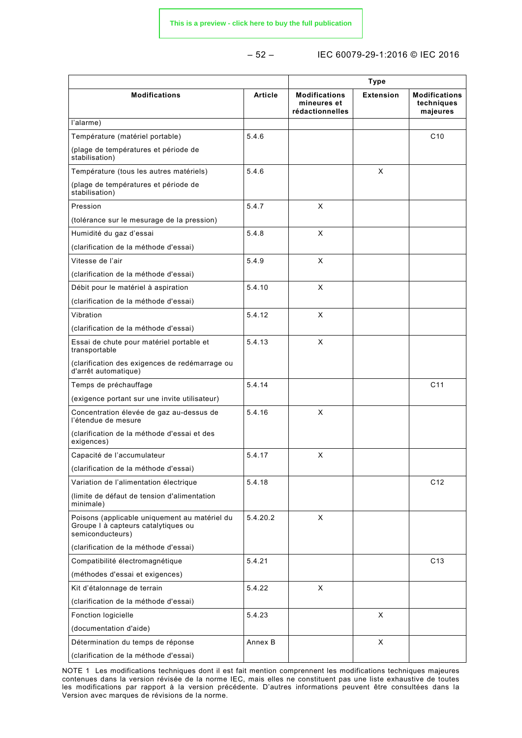| Modifications | Article | Type | | |
|---|---|---|---|---|
| | | Modifications mineures et rédactionnelles | Extension | Modifications techniques majeures |
| l'alarme) | | | | |
| Température (matériel portable)<br><br>(plage de températures et période de stabilisation) | 5.4.6 | | | C10 |
| Température (tous les autres matériels)<br><br>(plage de températures et période de stabilisation) | 5.4.6 | | X | |
| Pression<br><br>(tolérance sur le mesurage de la pression) | 5.4.7 | X | | |
| Humidité du gaz d'essai<br><br>(clarification de la méthode d'essai) | 5.4.8 | X | | |
| Vitesse de l'air<br><br>(clarification de la méthode d'essai) | 5.4.9 | X | | |
| Débit pour le matériel à aspiration<br><br>(clarification de la méthode d'essai) | 5.4.10 | X | | |
| Vibration<br><br>(clarification de la méthode d'essai) | 5.4.12 | X | | |
| Essai de chute pour matériel portable et transportable<br><br>(clarification des exigences de redémarrage ou d'arrêt automatique) | 5.4.13 | X | | |
| Temps de préchauffage<br><br>(exigence portant sur une invite utilisateur) | 5.4.14 | | | C11 |
| Concentration élevée de gaz au-dessus de l'étendue de mesure<br><br>(clarification de la méthode d'essai et des exigences) | 5.4.16 | X | | |
| Capacité de l'accumulateur<br><br>(clarification de la méthode d'essai) | 5.4.17 | X | | |
| Variation de l'alimentation électrique<br><br>(limite de défaut de tension d'alimentation minimale) | 5.4.18 | | | C12 |
| Poisons (applicable uniquement au matériel du Groupe I à capteurs catalytiques ou semiconducteurs)<br><br>(clarification de la méthode d'essai) | 5.4.20.2 | X | | |
| Compatibilité électromagnétique<br><br>(méthodes d'essai et exigences) | 5.4.21 | | | C13 |
| Kit d'étalonnage de terrain<br><br>(clarification de la méthode d'essai) | 5.4.22 | X | | |
| Fonction logicielle<br><br>(documentation d'aide) | 5.4.23 | | X | |
| Détermination du temps de réponse<br><br>(clarification de la méthode d'essai) | Annex B | | X | |

NOTE 1 Les modifications techniques dont il est fait mention comprennent les modifications techniques majeures contenues dans la version révisée de la norme IEC, mais elles ne constituent pas une liste exhaustive de toutes les modifications par rapport à la version précédente. D'autres informations peuvent être consultées dans la Version avec marques de révisions de la norme.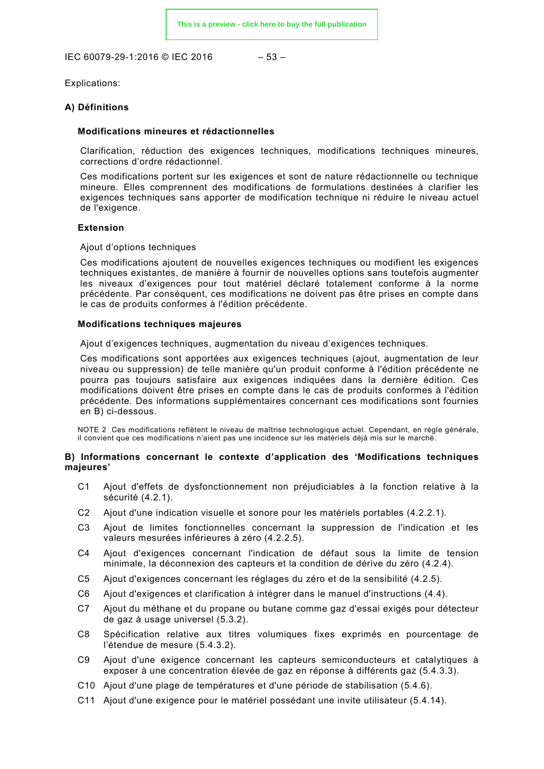Explications:

**A) Définitions**

**Modifications mineures et rédactionnelles**

Clarification, réduction des exigences techniques, modifications techniques mineures, corrections d'ordre rédactionnel.

Ces modifications portent sur les exigences et sont de nature rédactionnelle ou technique mineure. Elles comprennent des modifications de formulations destinées à clarifier les exigences techniques sans apporter de modification technique ni réduire le niveau actuel de l'exigence.

**Extension**

Ajout d'options techniques

Ces modifications ajoutent de nouvelles exigences techniques ou modifient les exigences techniques existantes, de manière à fournir de nouvelles options sans toutefois augmenter les niveaux d'exigences pour tout matériel déclaré totalement conforme à la norme précédente. Par conséquent, ces modifications ne doivent pas être prises en compte dans le cas de produits conformes à l'édition précédente.

**Modifications techniques majeures**

Ajout d'exigences techniques, augmentation du niveau d'exigences techniques.

Ces modifications sont apportées aux exigences techniques (ajout, augmentation de leur niveau ou suppression) de telle manière qu'un produit conforme à l'édition précédente ne pourra pas toujours satisfaire aux exigences indiquées dans la dernière édition. Ces modifications doivent être prises en compte dans le cas de produits conformes à l'édition précédente. Des informations supplémentaires concernant ces modifications sont fournies en B) ci-dessous.

NOTE 2 Ces modifications reflètent le niveau de maîtrise technologique actuel. Cependant, en règle générale, il convient que ces modifications n'aient pas une incidence sur les matériels déjà mis sur le marché.

**B) Informations concernant le contexte d'application des 'Modifications techniques majeures'**

- C1 Ajout d'effets de dysfonctionnement non préjudiciables à la fonction relative à la sécurité (4.2.1).
- C2 Ajout d'une indication visuelle et sonore pour les matériels portables (4.2.2.1).
- C3 Ajout de limites fonctionnelles concernant la suppression de l'indication et les valeurs mesurées inférieures à zéro (4.2.2.5).
- C4 Ajout d'exigences concernant l'indication de défaut sous la limite de tension minimale, la déconnexion des capteurs et la condition de dérive du zéro (4.2.4).
- C5 Ajout d'exigences concernant les réglages du zéro et de la sensibilité (4.2.5).
- C6 Ajout d'exigences et clarification à intégrer dans le manuel d'instructions (4.4).
- C7 Ajout du méthane et du propane ou butane comme gaz d'essai exigés pour détecteur de gaz à usage universel (5.3.2).
- C8 Spécification relative aux titres volumiques fixes exprimés en pourcentage de l'étendue de mesure (5.4.3.2).
- C9 Ajout d'une exigence concernant les capteurs semiconducteurs et catalytiques à exposer à une concentration élevée de gaz en réponse à différents gaz (5.4.3.3).
- C10 Ajout d'une plage de températures et d'une période de stabilisation (5.4.6).
- C11 Ajout d'une exigence pour le matériel possédant une invite utilisateur (5.4.14).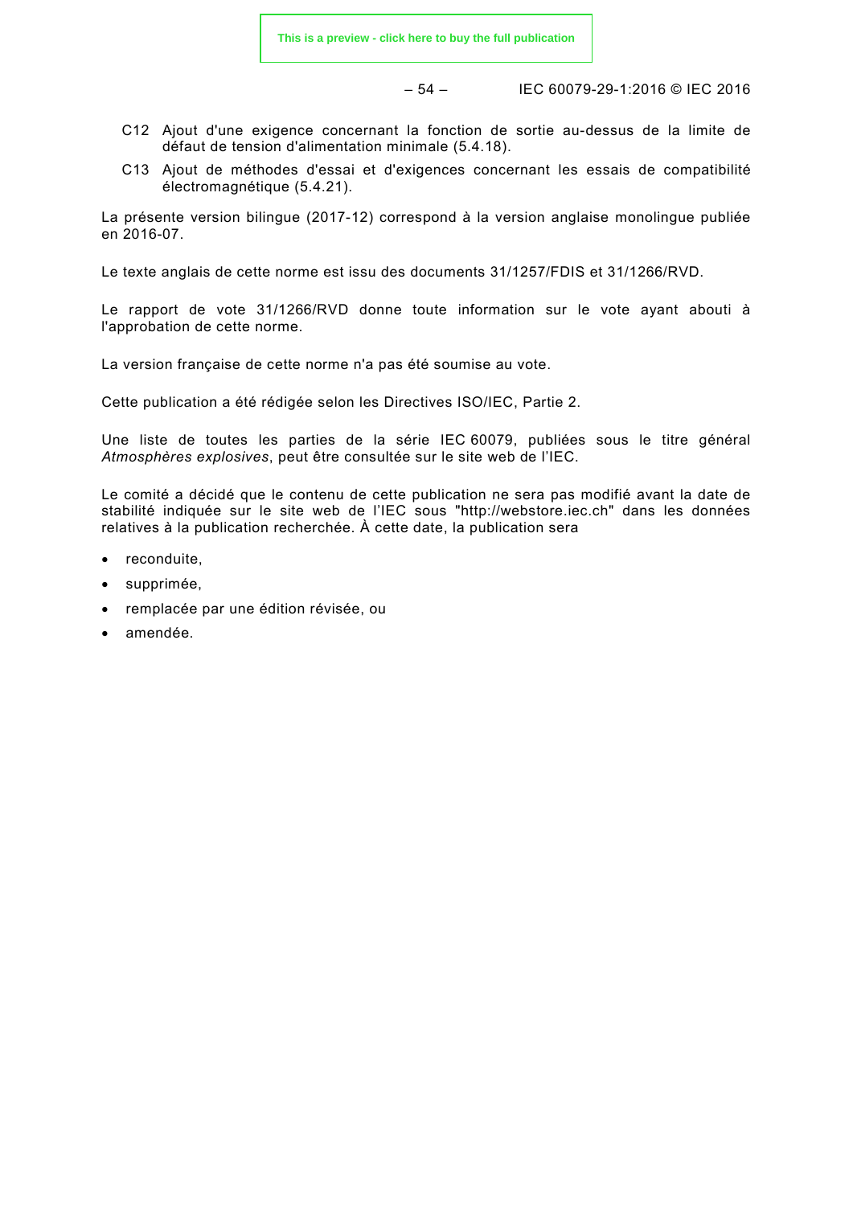C12 Ajout d'une exigence concernant la fonction de sortie au-dessus de la limite de défaut de tension d'alimentation minimale (5.4.18).

C13 Ajout de méthodes d'essai et d'exigences concernant les essais de compatibilité électromagnétique (5.4.21).

La présente version bilingue (2017-12) correspond à la version anglaise monolingue publiée en 2016-07.

Le texte anglais de cette norme est issu des documents 31/1257/FDIS et 31/1266/RVD.

Le rapport de vote 31/1266/RVD donne toute information sur le vote ayant abouti à l'approbation de cette norme.

La version française de cette norme n'a pas été soumise au vote.

Cette publication a été rédigée selon les Directives ISO/IEC, Partie 2.

Une liste de toutes les parties de la série IEC 60079, publiées sous le titre général *Atmosphères explosives*, peut être consultée sur le site web de l'IEC.

Le comité a décidé que le contenu de cette publication ne sera pas modifié avant la date de stabilité indiquée sur le site web de l'IEC sous "http://webstore.iec.ch" dans les données relatives à la publication recherchée. À cette date, la publication sera

- reconduite,
- supprimée,
- remplacée par une édition révisée, ou
- amendée.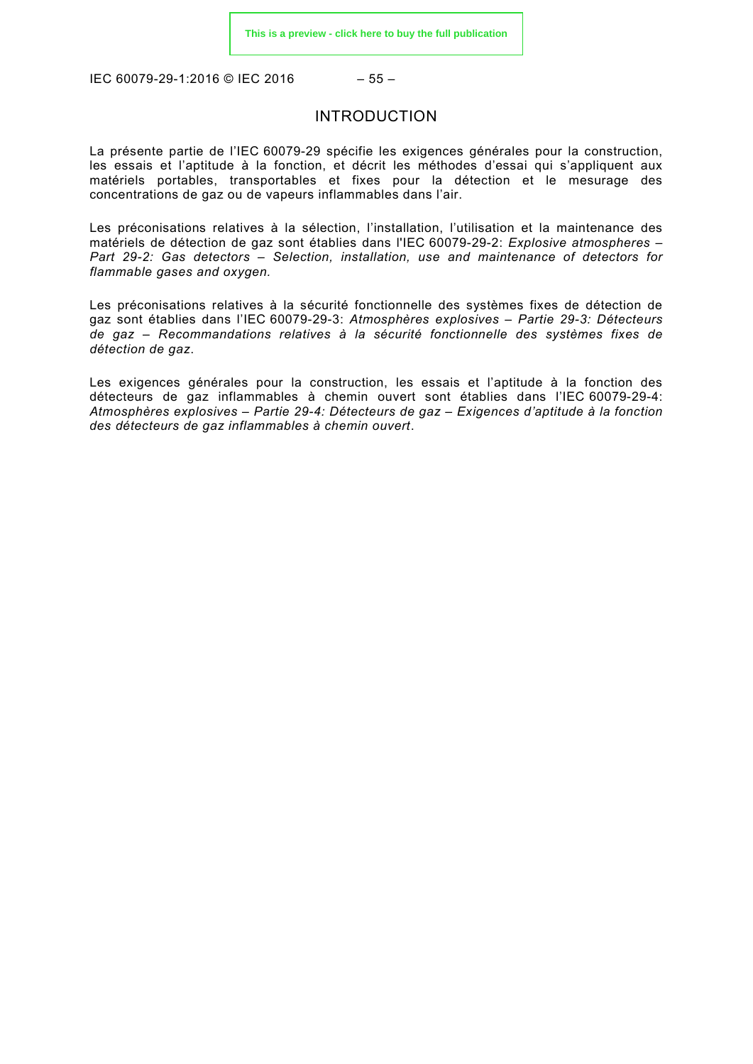# INTRODUCTION

La présente partie de l'IEC 60079-29 spécifie les exigences générales pour la construction, les essais et l'aptitude à la fonction, et décrit les méthodes d'essai qui s'appliquent aux matériels portables, transportables et fixes pour la détection et le mesurage des concentrations de gaz ou de vapeurs inflammables dans l'air.

Les préconisations relatives à la sélection, l'installation, l'utilisation et la maintenance des matériels de détection de gaz sont établies dans l'IEC 60079-29-2: *Explosive atmospheres – Part 29-2: Gas detectors – Selection, installation, use and maintenance of detectors for flammable gases and oxygen.*

Les préconisations relatives à la sécurité fonctionnelle des systèmes fixes de détection de gaz sont établies dans l'IEC 60079-29-3: *Atmosphères explosives – Partie 29-3: Détecteurs de gaz – Recommandations relatives à la sécurité fonctionnelle des systèmes fixes de détection de gaz.*

Les exigences générales pour la construction, les essais et l'aptitude à la fonction des détecteurs de gaz inflammables à chemin ouvert sont établies dans l'IEC 60079-29-4: *Atmosphères explosives – Partie 29-4: Détecteurs de gaz – Exigences d'aptitude à la fonction des détecteurs de gaz inflammables à chemin ouvert*.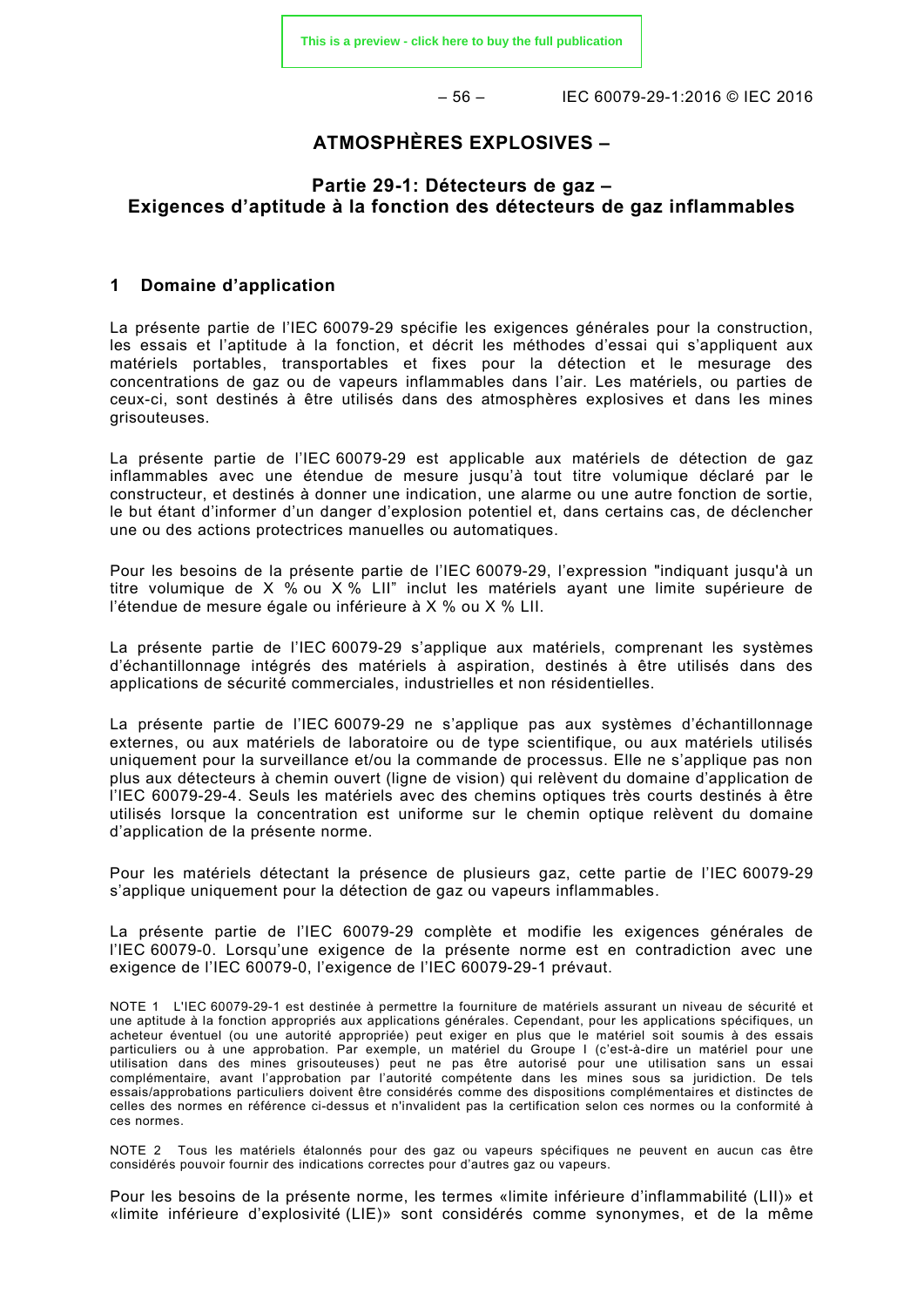# ATMOSPHÈRES EXPLOSIVES –

## Partie 29-1: Détecteurs de gaz – Exigences d'aptitude à la fonction des détecteurs de gaz inflammables

## 1 Domaine d'application

La présente partie de l'IEC 60079-29 spécifie les exigences générales pour la construction, les essais et l'aptitude à la fonction, et décrit les méthodes d'essai qui s'appliquent aux matériels portables, transportables et fixes pour la détection et le mesurage des concentrations de gaz ou de vapeurs inflammables dans l'air. Les matériels, ou parties de ceux-ci, sont destinés à être utilisés dans des atmosphères explosives et dans les mines grisouteuses.

La présente partie de l'IEC 60079-29 est applicable aux matériels de détection de gaz inflammables avec une étendue de mesure jusqu'à tout titre volumique déclaré par le constructeur, et destinés à donner une indication, une alarme ou une autre fonction de sortie, le but étant d'informer d'un danger d'explosion potentiel et, dans certains cas, de déclencher une ou des actions protectrices manuelles ou automatiques.

Pour les besoins de la présente partie de l'IEC 60079-29, l'expression "indiquant jusqu'à un titre volumique de X % ou X % LII" inclut les matériels ayant une limite supérieure de l'étendue de mesure égale ou inférieure à X % ou X % LII.

La présente partie de l'IEC 60079-29 s'applique aux matériels, comprenant les systèmes d'échantillonnage intégrés des matériels à aspiration, destinés à être utilisés dans des applications de sécurité commerciales, industrielles et non résidentielles.

La présente partie de l'IEC 60079-29 ne s'applique pas aux systèmes d'échantillonnage externes, ou aux matériels de laboratoire ou de type scientifique, ou aux matériels utilisés uniquement pour la surveillance et/ou la commande de processus. Elle ne s'applique pas non plus aux détecteurs à chemin ouvert (ligne de vision) qui relèvent du domaine d'application de l'IEC 60079-29-4. Seuls les matériels avec des chemins optiques très courts destinés à être utilisés lorsque la concentration est uniforme sur le chemin optique relèvent du domaine d'application de la présente norme.

Pour les matériels détectant la présence de plusieurs gaz, cette partie de l'IEC 60079-29 s'applique uniquement pour la détection de gaz ou vapeurs inflammables.

La présente partie de l'IEC 60079-29 complète et modifie les exigences générales de l'IEC 60079-0. Lorsqu'une exigence de la présente norme est en contradiction avec une exigence de l'IEC 60079-0, l'exigence de l'IEC 60079-29-1 prévaut.

NOTE 1 L'IEC 60079-29-1 est destinée à permettre la fourniture de matériels assurant un niveau de sécurité et une aptitude à la fonction appropriés aux applications générales. Cependant, pour les applications spécifiques, un acheteur éventuel (ou une autorité appropriée) peut exiger en plus que le matériel soit soumis à des essais particuliers ou à une approbation. Par exemple, un matériel du Groupe I (c'est-à-dire un matériel pour une utilisation dans des mines grisouteuses) peut ne pas être autorisé pour une utilisation sans un essai complémentaire, avant l'approbation par l'autorité compétente dans les mines sous sa juridiction. De tels essais/approbations particuliers doivent être considérés comme des dispositions complémentaires et distinctes de celles des normes en référence ci-dessus et n'invalident pas la certification selon ces normes ou la conformité à ces normes.

NOTE 2 Tous les matériels étalonnés pour des gaz ou vapeurs spécifiques ne peuvent en aucun cas être considérés pouvoir fournir des indications correctes pour d'autres gaz ou vapeurs.

Pour les besoins de la présente norme, les termes «limite inférieure d'inflammabilité (LII)» et «limite inférieure d'explosivité (LIE)» sont considérés comme synonymes, et de la même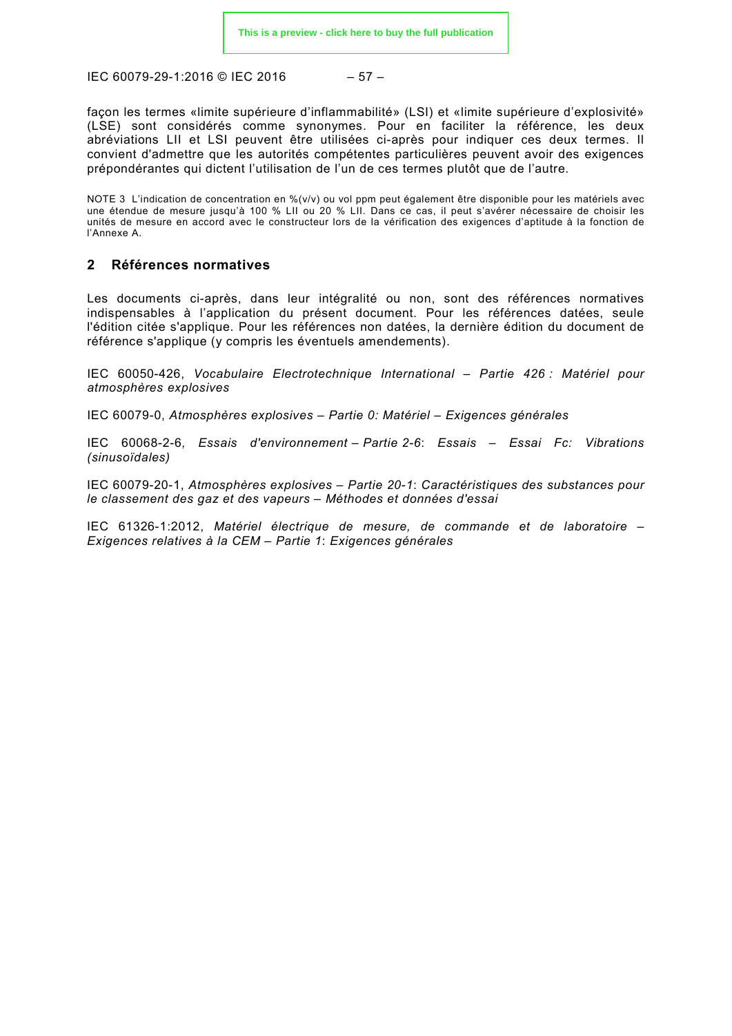façon les termes «limite supérieure d'inflammabilité» (LSI) et «limite supérieure d'explosivité» (LSE) sont considérés comme synonymes. Pour en faciliter la référence, les deux abréviations LII et LSI peuvent être utilisées ci-après pour indiquer ces deux termes. Il convient d'admettre que les autorités compétentes particulières peuvent avoir des exigences prépondérantes qui dictent l'utilisation de l'un de ces termes plutôt que de l'autre.

NOTE 3 L'indication de concentration en %(v/v) ou vol ppm peut également être disponible pour les matériels avec une étendue de mesure jusqu'à 100 % LII ou 20 % LII. Dans ce cas, il peut s'avérer nécessaire de choisir les unités de mesure en accord avec le constructeur lors de la vérification des exigences d'aptitude à la fonction de l'Annexe A.

## 2 Références normatives

Les documents ci-après, dans leur intégralité ou non, sont des références normatives indispensables à l'application du présent document. Pour les références datées, seule l'édition citée s'applique. Pour les références non datées, la dernière édition du document de référence s'applique (y compris les éventuels amendements).

IEC 60050-426, *Vocabulaire Electrotechnique International – Partie 426 : Matériel pour atmosphères explosives*

IEC 60079-0, *Atmosphères explosives – Partie 0: Matériel – Exigences générales*

IEC 60068-2-6, *Essais d'environnement – Partie 2-6*: *Essais – Essai Fc: Vibrations (sinusoïdales)*

IEC 60079-20-1, *Atmosphères explosives – Partie 20-1*: *Caractéristiques des substances pour le classement des gaz et des vapeurs – Méthodes et données d'essai*

IEC 61326-1:2012, *Matériel électrique de mesure, de commande et de laboratoire – Exigences relatives à la CEM – Partie 1*: *Exigences générales*